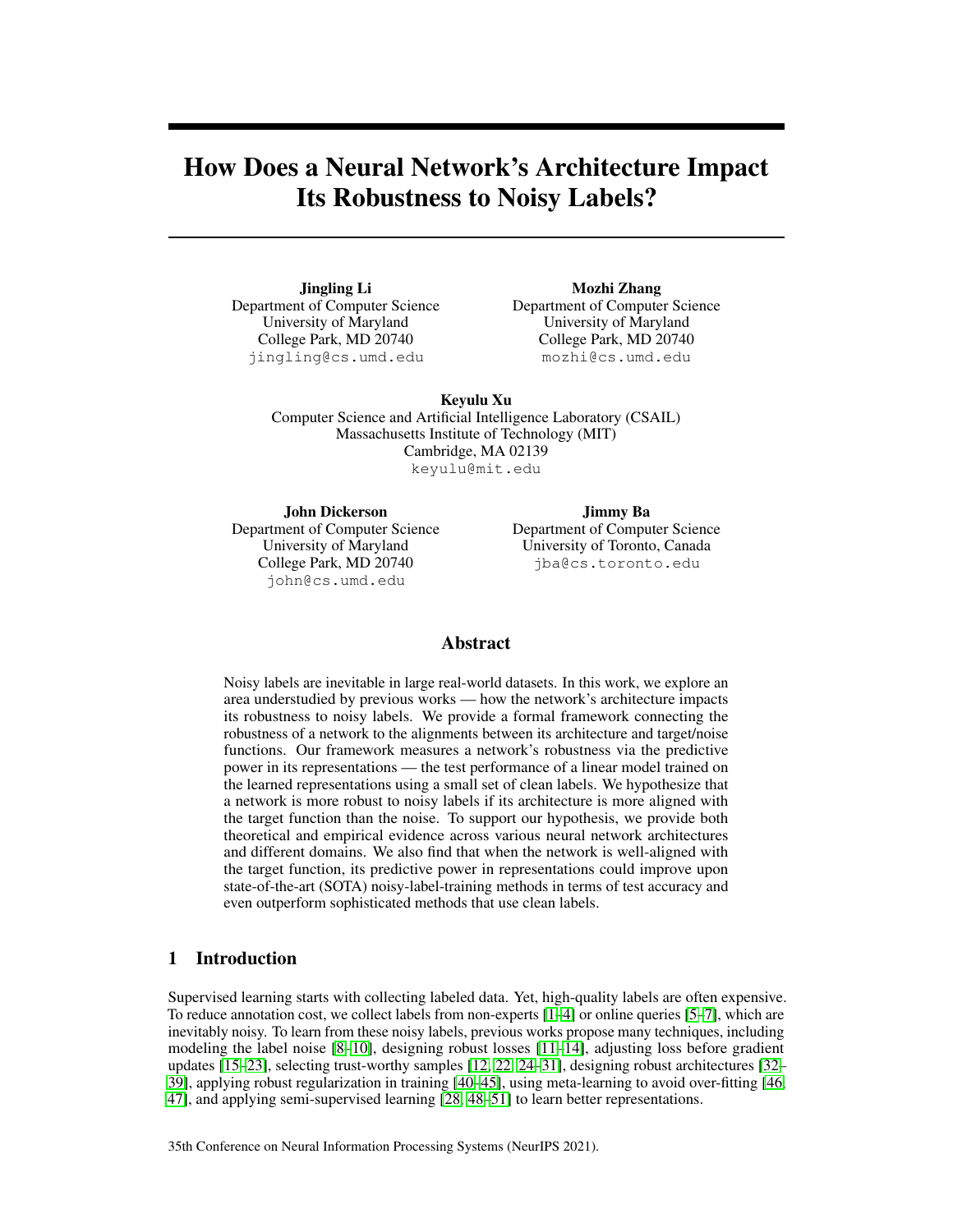# How Does a Neural Network's Architecture Impact Its Robustness to Noisy Labels?

**Jingling Li**
Department of Computer Science
University of Maryland
College Park, MD 20740
jingling@cs.umd.edu

**Mozhi Zhang**
Department of Computer Science
University of Maryland
College Park, MD 20740
mozhi@cs.umd.edu

**Keyulu Xu**
Computer Science and Artificial Intelligence Laboratory (CSAIL)
Massachusetts Institute of Technology (MIT)
Cambridge, MA 02139
keyulu@mit.edu

**John Dickerson**
Department of Computer Science
University of Maryland
College Park, MD 20740
john@cs.umd.edu

**Jimmy Ba**
Department of Computer Science
University of Toronto, Canada
jba@cs.toronto.edu

## Abstract

Noisy labels are inevitable in large real-world datasets. In this work, we explore an area understudied by previous works — how the network's architecture impacts its robustness to noisy labels. We provide a formal framework connecting the robustness of a network to the alignments between its architecture and target/noise functions. Our framework measures a network's robustness via the predictive power in its representations — the test performance of a linear model trained on the learned representations using a small set of clean labels. We hypothesize that a network is more robust to noisy labels if its architecture is more aligned with the target function than the noise. To support our hypothesis, we provide both theoretical and empirical evidence across various neural network architectures and different domains. We also find that when the network is well-aligned with the target function, its predictive power in representations could improve upon state-of-the-art (SOTA) noisy-label-training methods in terms of test accuracy and even outperform sophisticated methods that use clean labels.

## 1 Introduction

Supervised learning starts with collecting labeled data. Yet, high-quality labels are often expensive. To reduce annotation cost, we collect labels from non-experts [1–4] or online queries [5–7], which are inevitably noisy. To learn from these noisy labels, previous works propose many techniques, including modeling the label noise [8–10], designing robust losses [11–14], adjusting loss before gradient updates [15–23], selecting trust-worthy samples [12, 22, 24–31], designing robust architectures [32–39], applying robust regularization in training [40–45], using meta-learning to avoid over-fitting [46, 47], and applying semi-supervised learning [28, 48–51] to learn better representations.

35th Conference on Neural Information Processing Systems (NeurIPS 2021).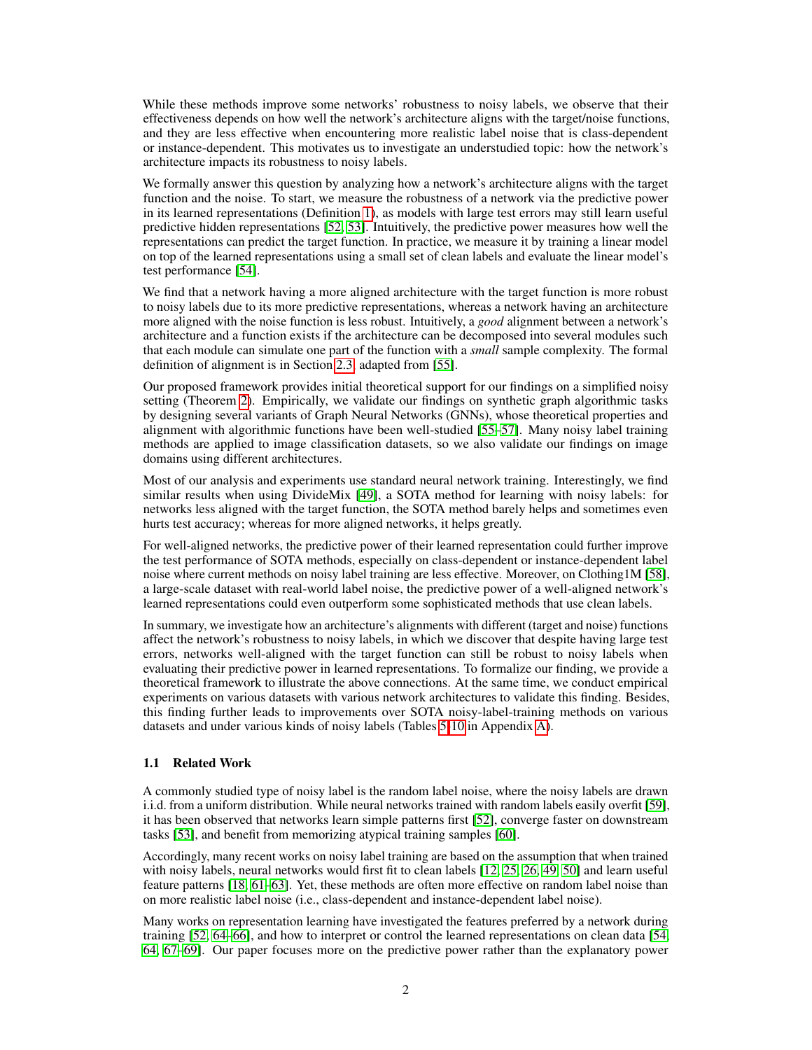While these methods improve some networks' robustness to noisy labels, we observe that their effectiveness depends on how well the network's architecture aligns with the target/noise functions, and they are less effective when encountering more realistic label noise that is class-dependent or instance-dependent. This motivates us to investigate an understudied topic: how the network's architecture impacts its robustness to noisy labels.

We formally answer this question by analyzing how a network's architecture aligns with the target function and the noise. To start, we measure the robustness of a network via the predictive power in its learned representations (Definition 1), as models with large test errors may still learn useful predictive hidden representations [52, 53]. Intuitively, the predictive power measures how well the representations can predict the target function. In practice, we measure it by training a linear model on top of the learned representations using a small set of clean labels and evaluate the linear model's test performance [54].

We find that a network having a more aligned architecture with the target function is more robust to noisy labels due to its more predictive representations, whereas a network having an architecture more aligned with the noise function is less robust. Intuitively, a *good* alignment between a network's architecture and a function exists if the architecture can be decomposed into several modules such that each module can simulate one part of the function with a *small* sample complexity. The formal definition of alignment is in Section 2.3, adapted from [55].

Our proposed framework provides initial theoretical support for our findings on a simplified noisy setting (Theorem 2). Empirically, we validate our findings on synthetic graph algorithmic tasks by designing several variants of Graph Neural Networks (GNNs), whose theoretical properties and alignment with algorithmic functions have been well-studied [55–57]. Many noisy label training methods are applied to image classification datasets, so we also validate our findings on image domains using different architectures.

Most of our analysis and experiments use standard neural network training. Interestingly, we find similar results when using DivideMix [49], a SOTA method for learning with noisy labels: for networks less aligned with the target function, the SOTA method barely helps and sometimes even hurts test accuracy; whereas for more aligned networks, it helps greatly.

For well-aligned networks, the predictive power of their learned representation could further improve the test performance of SOTA methods, especially on class-dependent or instance-dependent label noise where current methods on noisy label training are less effective. Moreover, on Clothing1M [58], a large-scale dataset with real-world label noise, the predictive power of a well-aligned network's learned representations could even outperform some sophisticated methods that use clean labels.

In summary, we investigate how an architecture's alignments with different (target and noise) functions affect the network's robustness to noisy labels, in which we discover that despite having large test errors, networks well-aligned with the target function can still be robust to noisy labels when evaluating their predictive power in learned representations. To formalize our finding, we provide a theoretical framework to illustrate the above connections. At the same time, we conduct empirical experiments on various datasets with various network architectures to validate this finding. Besides, this finding further leads to improvements over SOTA noisy-label-training methods on various datasets and under various kinds of noisy labels (Tables 5-10 in Appendix A).

### 1.1 Related Work

A commonly studied type of noisy label is the random label noise, where the noisy labels are drawn i.i.d. from a uniform distribution. While neural networks trained with random labels easily overfit [59], it has been observed that networks learn simple patterns first [52], converge faster on downstream tasks [53], and benefit from memorizing atypical training samples [60].

Accordingly, many recent works on noisy label training are based on the assumption that when trained with noisy labels, neural networks would first fit to clean labels [12, 25, 26, 49, 50] and learn useful feature patterns [18, 61–63]. Yet, these methods are often more effective on random label noise than on more realistic label noise (i.e., class-dependent and instance-dependent label noise).

Many works on representation learning have investigated the features preferred by a network during training [52, 64–66], and how to interpret or control the learned representations on clean data [54, 64, 67–69]. Our paper focuses more on the predictive power rather than the explanatory power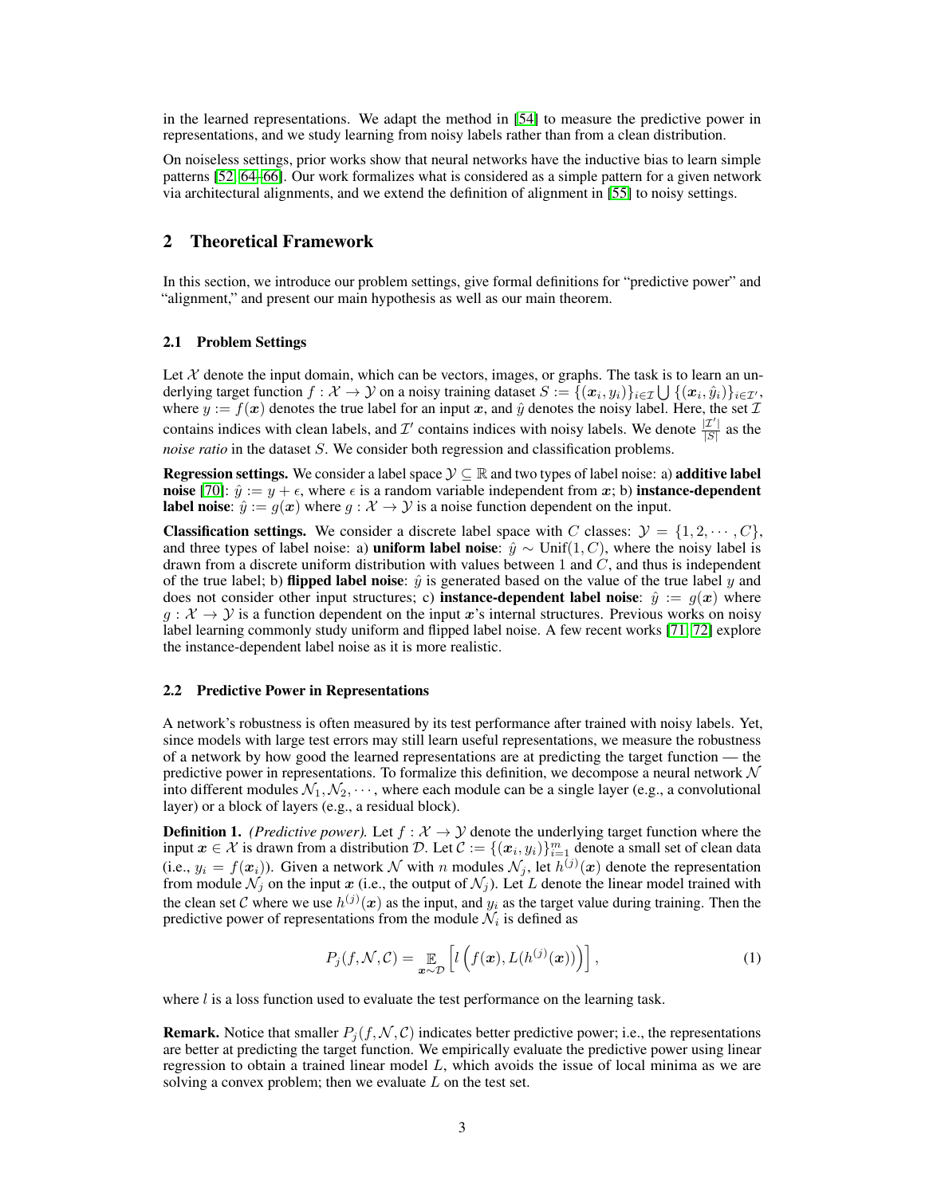in the learned representations. We adapt the method in [54] to measure the predictive power in representations, and we study learning from noisy labels rather than from a clean distribution.

On noiseless settings, prior works show that neural networks have the inductive bias to learn simple patterns [52, 64–66]. Our work formalizes what is considered as a simple pattern for a given network via architectural alignments, and we extend the definition of alignment in [55] to noisy settings.

## 2 Theoretical Framework

In this section, we introduce our problem settings, give formal definitions for "predictive power" and "alignment," and present our main hypothesis as well as our main theorem.

### 2.1 Problem Settings

Let $\mathcal{X}$ denote the input domain, which can be vectors, images, or graphs. The task is to learn an underlying target function $f : \mathcal{X} \to \mathcal{Y}$ on a noisy training dataset $S := \{(\boldsymbol{x}_i, y_i)\}_{i \in \mathcal{I}} \bigcup \{(\boldsymbol{x}_i, \hat{y}_i)\}_{i \in \mathcal{I}'}$, where $y := f(\boldsymbol{x})$ denotes the true label for an input $\boldsymbol{x}$, and $\hat{y}$ denotes the noisy label. Here, the set $\mathcal{I}$ contains indices with clean labels, and $\mathcal{I}'$ contains indices with noisy labels. We denote $\frac{|\mathcal{I}'|}{|S|}$ as the *noise ratio* in the dataset $S$. We consider both regression and classification problems.

**Regression settings.** We consider a label space $\mathcal{Y} \subseteq \mathbb{R}$ and two types of label noise: a) **additive label noise** [70]: $\hat{y} := y + \epsilon$, where $\epsilon$ is a random variable independent from $\boldsymbol{x}$; b) **instance-dependent label noise**: $\hat{y} := g(\boldsymbol{x})$ where $g : \mathcal{X} \to \mathcal{Y}$ is a noise function dependent on the input.

**Classification settings.** We consider a discrete label space with $C$ classes: $\mathcal{Y} = \{1, 2, \cdots, C\}$, and three types of label noise: a) **uniform label noise**: $\hat{y} \sim \text{Unif}(1, C)$, where the noisy label is drawn from a discrete uniform distribution with values between 1 and $C$, and thus is independent of the true label; b) **flipped label noise**: $\hat{y}$ is generated based on the value of the true label $y$ and does not consider other input structures; c) **instance-dependent label noise**: $\hat{y} := g(\boldsymbol{x})$ where $g : \mathcal{X} \to \mathcal{Y}$ is a function dependent on the input $\boldsymbol{x}$'s internal structures. Previous works on noisy label learning commonly study uniform and flipped label noise. A few recent works [71, 72] explore the instance-dependent label noise as it is more realistic.

### 2.2 Predictive Power in Representations

A network's robustness is often measured by its test performance after trained with noisy labels. Yet, since models with large test errors may still learn useful representations, we measure the robustness of a network by how good the learned representations are at predicting the target function — the predictive power in representations. To formalize this definition, we decompose a neural network $\mathcal{N}$ into different modules $\mathcal{N}_1, \mathcal{N}_2, \cdots$, where each module can be a single layer (e.g., a convolutional layer) or a block of layers (e.g., a residual block).

**Definition 1.** *(Predictive power).* Let $f : \mathcal{X} \to \mathcal{Y}$ denote the underlying target function where the input $\boldsymbol{x} \in \mathcal{X}$ is drawn from a distribution $\mathcal{D}$. Let $\mathcal{C} := \{(\boldsymbol{x}_i, y_i)\}_{i=1}^m$ denote a small set of clean data (i.e., $y_i = f(\boldsymbol{x}_i)$). Given a network $\mathcal{N}$ with $n$ modules $\mathcal{N}_j$, let $h^{(j)}(\boldsymbol{x})$ denote the representation from module $\mathcal{N}_j$ on the input $\boldsymbol{x}$ (i.e., the output of $\mathcal{N}_j$). Let $L$ denote the linear model trained with the clean set $\mathcal{C}$ where we use $h^{(j)}(\boldsymbol{x})$ as the input, and $y_i$ as the target value during training. Then the predictive power of representations from the module $\mathcal{N}_i$ is defined as

$$P_j(f, \mathcal{N}, \mathcal{C}) = \mathop{\mathbb{E}}_{\boldsymbol{x} \sim \mathcal{D}} \left[ l\left( f(\boldsymbol{x}), L(h^{(j)}(\boldsymbol{x})) \right) \right], \tag{1}$$

where $l$ is a loss function used to evaluate the test performance on the learning task.

**Remark.** Notice that smaller $P_j(f, \mathcal{N}, \mathcal{C})$ indicates better predictive power; i.e., the representations are better at predicting the target function. We empirically evaluate the predictive power using linear regression to obtain a trained linear model $L$, which avoids the issue of local minima as we are solving a convex problem; then we evaluate $L$ on the test set.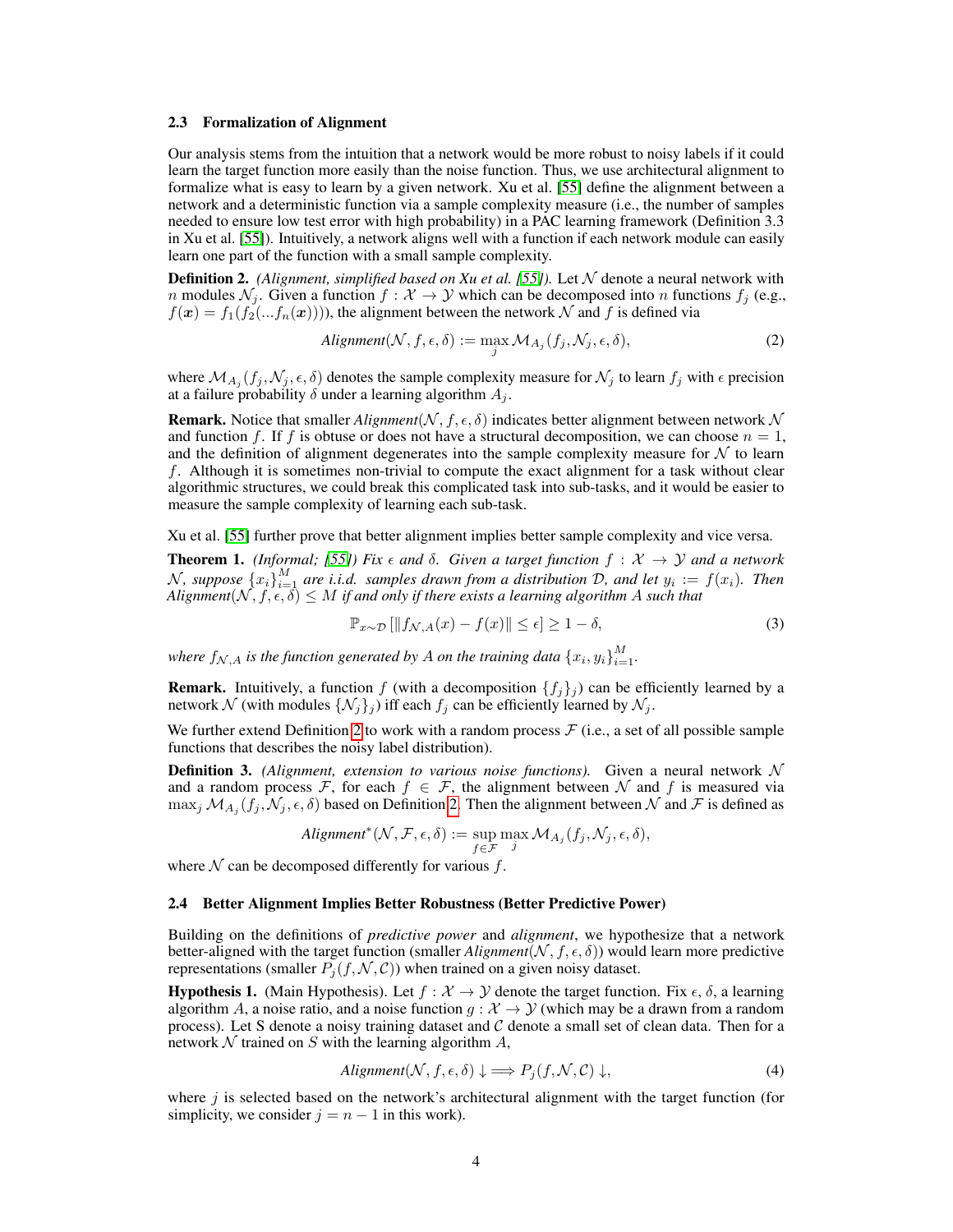### 2.3 Formalization of Alignment

Our analysis stems from the intuition that a network would be more robust to noisy labels if it could learn the target function more easily than the noise function. Thus, we use architectural alignment to formalize what is easy to learn by a given network. Xu et al. [55] define the alignment between a network and a deterministic function via a sample complexity measure (i.e., the number of samples needed to ensure low test error with high probability) in a PAC learning framework (Definition 3.3 in Xu et al. [55]). Intuitively, a network aligns well with a function if each network module can easily learn one part of the function with a small sample complexity.

**Definition 2.** *(Alignment, simplified based on Xu et al. [55]).* Let $\mathcal{N}$ denote a neural network with $n$ modules $\mathcal{N}_j$. Given a function $f : \mathcal{X} \to \mathcal{Y}$ which can be decomposed into $n$ functions $f_j$ (e.g., $f(\boldsymbol{x}) = f_1(f_2(...f_n(\boldsymbol{x}))))$, the alignment between the network $\mathcal{N}$ and $f$ is defined via

$$\textit{Alignment}(\mathcal{N}, f, \epsilon, \delta) := \max_j \mathcal{M}_{A_j}(f_j, \mathcal{N}_j, \epsilon, \delta), \tag{2}$$

where $\mathcal{M}_{A_j}(f_j, \mathcal{N}_j, \epsilon, \delta)$ denotes the sample complexity measure for $\mathcal{N}_j$ to learn $f_j$ with $\epsilon$ precision at a failure probability $\delta$ under a learning algorithm $A_j$.

**Remark.** Notice that smaller *Alignment*$(\mathcal{N}, f, \epsilon, \delta)$ indicates better alignment between network $\mathcal{N}$ and function $f$. If $f$ is obtuse or does not have a structural decomposition, we can choose $n = 1$, and the definition of alignment degenerates into the sample complexity measure for $\mathcal{N}$ to learn $f$. Although it is sometimes non-trivial to compute the exact alignment for a task without clear algorithmic structures, we could break this complicated task into sub-tasks, and it would be easier to measure the sample complexity of learning each sub-task.

Xu et al. [55] further prove that better alignment implies better sample complexity and vice versa.

**Theorem 1.** *(Informal; [55]) Fix $\epsilon$ and $\delta$. Given a target function $f : \mathcal{X} \to \mathcal{Y}$ and a network $\mathcal{N}$, suppose $\{x_i\}_{i=1}^M$ are i.i.d. samples drawn from a distribution $\mathcal{D}$, and let $y_i := f(x_i)$. Then Alignment$(\mathcal{N}, f, \epsilon, \delta) \leq M$ if and only if there exists a learning algorithm $A$ such that*

$$\mathbb{P}_{x \sim \mathcal{D}} \left[ \| f_{\mathcal{N},A}(x) - f(x) \| \leq \epsilon \right] \geq 1 - \delta, \tag{3}$$

*where $f_{\mathcal{N},A}$ is the function generated by $A$ on the training data $\{x_i, y_i\}_{i=1}^M$.*

**Remark.** Intuitively, a function $f$ (with a decomposition $\{f_j\}_j$) can be efficiently learned by a network $\mathcal{N}$ (with modules $\{\mathcal{N}_j\}_j$) iff each $f_j$ can be efficiently learned by $\mathcal{N}_j$.

We further extend Definition 2 to work with a random process $\mathcal{F}$ (i.e., a set of all possible sample functions that describes the noisy label distribution).

**Definition 3.** *(Alignment, extension to various noise functions).* Given a neural network $\mathcal{N}$ and a random process $\mathcal{F}$, for each $f \in \mathcal{F}$, the alignment between $\mathcal{N}$ and $f$ is measured via $\max_j \mathcal{M}_{A_j}(f_j, \mathcal{N}_j, \epsilon, \delta)$ based on Definition 2. Then the alignment between $\mathcal{N}$ and $\mathcal{F}$ is defined as

$$\textit{Alignment}^*(\mathcal{N}, \mathcal{F}, \epsilon, \delta) := \sup_{f \in \mathcal{F}} \max_j \mathcal{M}_{A_j}(f_j, \mathcal{N}_j, \epsilon, \delta),$$

where $\mathcal{N}$ can be decomposed differently for various $f$.

### 2.4 Better Alignment Implies Better Robustness (Better Predictive Power)

Building on the definitions of *predictive power* and *alignment*, we hypothesize that a network better-aligned with the target function (smaller *Alignment*$(\mathcal{N}, f, \epsilon, \delta)$) would learn more predictive representations (smaller $P_j(f, \mathcal{N}, \mathcal{C})$) when trained on a given noisy dataset.

**Hypothesis 1.** (Main Hypothesis). Let $f : \mathcal{X} \to \mathcal{Y}$ denote the target function. Fix $\epsilon$, $\delta$, a learning algorithm $A$, a noise ratio, and a noise function $g : \mathcal{X} \to \mathcal{Y}$ (which may be a drawn from a random process). Let S denote a noisy training dataset and $\mathcal{C}$ denote a small set of clean data. Then for a network $\mathcal{N}$ trained on $S$ with the learning algorithm $A$,

$$\textit{Alignment}(\mathcal{N}, f, \epsilon, \delta) \downarrow \Longrightarrow P_j(f, \mathcal{N}, \mathcal{C}) \downarrow, \tag{4}$$

where $j$ is selected based on the network's architectural alignment with the target function (for simplicity, we consider $j = n - 1$ in this work).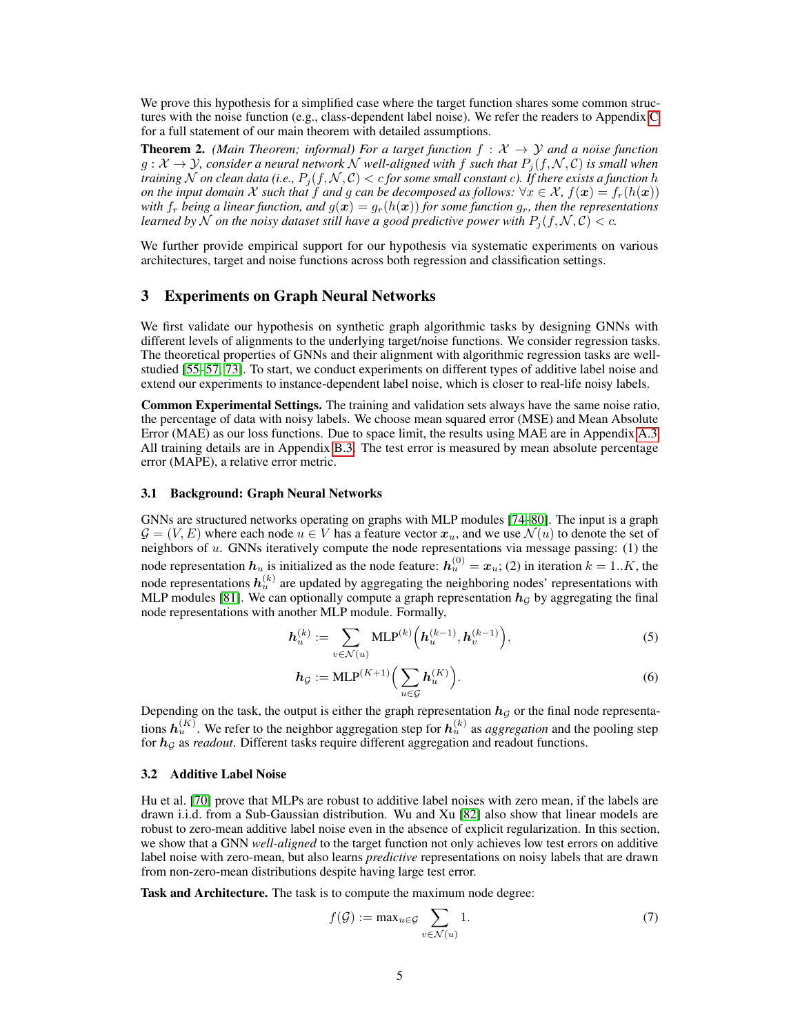We prove this hypothesis for a simplified case where the target function shares some common structures with the noise function (e.g., class-dependent label noise). We refer the readers to Appendix C for a full statement of our main theorem with detailed assumptions.

**Theorem 2.** *(Main Theorem; informal) For a target function $f : \mathcal{X} \to \mathcal{Y}$ and a noise function $g : \mathcal{X} \to \mathcal{Y}$, consider a neural network $\mathcal{N}$ well-aligned with $f$ such that $P_j(f, \mathcal{N}, \mathcal{C})$ is small when training $\mathcal{N}$ on clean data (i.e., $P_j(f, \mathcal{N}, \mathcal{C}) < c$ for some small constant $c$). If there exists a function $h$ on the input domain $\mathcal{X}$ such that $f$ and $g$ can be decomposed as follows: $\forall x \in \mathcal{X}$, $f(\boldsymbol{x}) = f_r(h(\boldsymbol{x}))$ with $f_r$ being a linear function, and $g(\boldsymbol{x}) = g_r(h(\boldsymbol{x}))$ for some function $g_r$, then the representations learned by $\mathcal{N}$ on the noisy dataset still have a good predictive power with $P_j(f, \mathcal{N}, \mathcal{C}) < c$.*

We further provide empirical support for our hypothesis via systematic experiments on various architectures, target and noise functions across both regression and classification settings.

## 3 Experiments on Graph Neural Networks

We first validate our hypothesis on synthetic graph algorithmic tasks by designing GNNs with different levels of alignments to the underlying target/noise functions. We consider regression tasks. The theoretical properties of GNNs and their alignment with algorithmic regression tasks are well-studied [55–57, 73]. To start, we conduct experiments on different types of additive label noise and extend our experiments to instance-dependent label noise, which is closer to real-life noisy labels.

**Common Experimental Settings.** The training and validation sets always have the same noise ratio, the percentage of data with noisy labels. We choose mean squared error (MSE) and Mean Absolute Error (MAE) as our loss functions. Due to space limit, the results using MAE are in Appendix A.3. All training details are in Appendix B.3. The test error is measured by mean absolute percentage error (MAPE), a relative error metric.

### 3.1 Background: Graph Neural Networks

GNNs are structured networks operating on graphs with MLP modules [74–80]. The input is a graph $\mathcal{G} = (V, E)$ where each node $u \in V$ has a feature vector $\boldsymbol{x}_u$, and we use $\mathcal{N}(u)$ to denote the set of neighbors of $u$. GNNs iteratively compute the node representations via message passing: (1) the node representation $\boldsymbol{h}_u$ is initialized as the node feature: $\boldsymbol{h}_u^{(0)} = \boldsymbol{x}_u$; (2) in iteration $k = 1..K$, the node representations $\boldsymbol{h}_u^{(k)}$ are updated by aggregating the neighboring nodes' representations with MLP modules [81]. We can optionally compute a graph representation $\boldsymbol{h}_{\mathcal{G}}$ by aggregating the final node representations with another MLP module. Formally,

$$\boldsymbol{h}_u^{(k)} := \sum_{v \in \mathcal{N}(u)} \mathrm{MLP}^{(k)}\Big(\boldsymbol{h}_u^{(k-1)}, \boldsymbol{h}_v^{(k-1)}\Big), \tag{5}$$

$$\boldsymbol{h}_{\mathcal{G}} := \mathrm{MLP}^{(K+1)}\Big(\sum_{u \in \mathcal{G}} \boldsymbol{h}_u^{(K)}\Big). \tag{6}$$

Depending on the task, the output is either the graph representation $\boldsymbol{h}_{\mathcal{G}}$ or the final node representations $\boldsymbol{h}_u^{(K)}$. We refer to the neighbor aggregation step for $\boldsymbol{h}_u^{(k)}$ as *aggregation* and the pooling step for $\boldsymbol{h}_{\mathcal{G}}$ as *readout*. Different tasks require different aggregation and readout functions.

### 3.2 Additive Label Noise

Hu et al. [70] prove that MLPs are robust to additive label noises with zero mean, if the labels are drawn i.i.d. from a Sub-Gaussian distribution. Wu and Xu [82] also show that linear models are robust to zero-mean additive label noise even in the absence of explicit regularization. In this section, we show that a GNN *well-aligned* to the target function not only achieves low test errors on additive label noise with zero-mean, but also learns *predictive* representations on noisy labels that are drawn from non-zero-mean distributions despite having large test error.

**Task and Architecture.** The task is to compute the maximum node degree:

$$f(\mathcal{G}) := \max_{u \in \mathcal{G}} \sum_{v \in \mathcal{N}(u)} 1. \tag{7}$$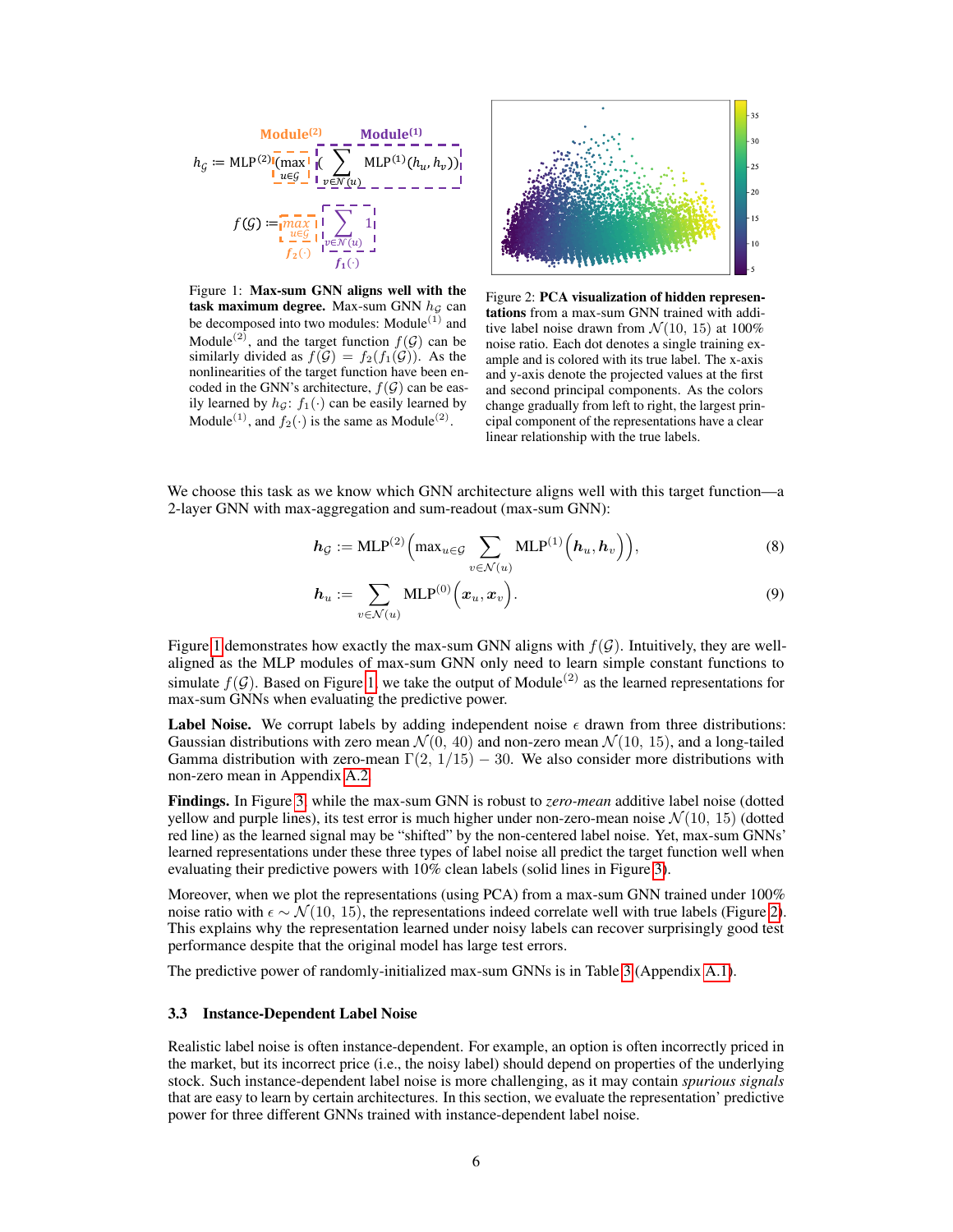Figure 1: **Max-sum GNN aligns well with the task maximum degree.** Max-sum GNN $h_{\mathcal{G}}$ can be decomposed into two modules: Module$^{(1)}$ and Module$^{(2)}$, and the target function $f(\mathcal{G})$ can be similarly divided as $f(\mathcal{G}) = f_2(f_1(\mathcal{G}))$. As the nonlinearities of the target function have been encoded in the GNN's architecture, $f(\mathcal{G})$ can be easily learned by $h_{\mathcal{G}}$: $f_1(\cdot)$ can be easily learned by Module$^{(1)}$, and $f_2(\cdot)$ is the same as Module$^{(2)}$.

Figure 2: **PCA visualization of hidden representations** from a max-sum GNN trained with additive label noise drawn from $\mathcal{N}(10,\, 15)$ at 100% noise ratio. Each dot denotes a single training example and is colored with its true label. The x-axis and y-axis denote the projected values at the first and second principal components. As the colors change gradually from left to right, the largest principal component of the representations have a clear linear relationship with the true labels.

We choose this task as we know which GNN architecture aligns well with this target function—a 2-layer GNN with max-aggregation and sum-readout (max-sum GNN):

$$\boldsymbol{h}_{\mathcal{G}} := \text{MLP}^{(2)}\Big(\max_{u \in \mathcal{G}} \sum_{v \in \mathcal{N}(u)} \text{MLP}^{(1)}\Big(\boldsymbol{h}_u, \boldsymbol{h}_v\Big)\Big), \tag{8}$$

$$\boldsymbol{h}_u := \sum_{v \in \mathcal{N}(u)} \text{MLP}^{(0)}\Big(\boldsymbol{x}_u, \boldsymbol{x}_v\Big). \tag{9}$$

Figure 1 demonstrates how exactly the max-sum GNN aligns with $f(\mathcal{G})$. Intuitively, they are well-aligned as the MLP modules of max-sum GNN only need to learn simple constant functions to simulate $f(\mathcal{G})$. Based on Figure 1, we take the output of Module$^{(2)}$ as the learned representations for max-sum GNNs when evaluating the predictive power.

**Label Noise.** We corrupt labels by adding independent noise $\epsilon$ drawn from three distributions: Gaussian distributions with zero mean $\mathcal{N}(0,\, 40)$ and non-zero mean $\mathcal{N}(10,\, 15)$, and a long-tailed Gamma distribution with zero-mean $\Gamma(2,\, 1/15) - 30$. We also consider more distributions with non-zero mean in Appendix A.2.

**Findings.** In Figure 3, while the max-sum GNN is robust to *zero-mean* additive label noise (dotted yellow and purple lines), its test error is much higher under non-zero-mean noise $\mathcal{N}(10,\, 15)$ (dotted red line) as the learned signal may be "shifted" by the non-centered label noise. Yet, max-sum GNNs' learned representations under these three types of label noise all predict the target function well when evaluating their predictive powers with 10% clean labels (solid lines in Figure 3).

Moreover, when we plot the representations (using PCA) from a max-sum GNN trained under 100% noise ratio with $\epsilon \sim \mathcal{N}(10,\, 15)$, the representations indeed correlate well with true labels (Figure 2). This explains why the representation learned under noisy labels can recover surprisingly good test performance despite that the original model has large test errors.

The predictive power of randomly-initialized max-sum GNNs is in Table 3 (Appendix A.1).

### 3.3 Instance-Dependent Label Noise

Realistic label noise is often instance-dependent. For example, an option is often incorrectly priced in the market, but its incorrect price (i.e., the noisy label) should depend on properties of the underlying stock. Such instance-dependent label noise is more challenging, as it may contain *spurious signals* that are easy to learn by certain architectures. In this section, we evaluate the representation' predictive power for three different GNNs trained with instance-dependent label noise.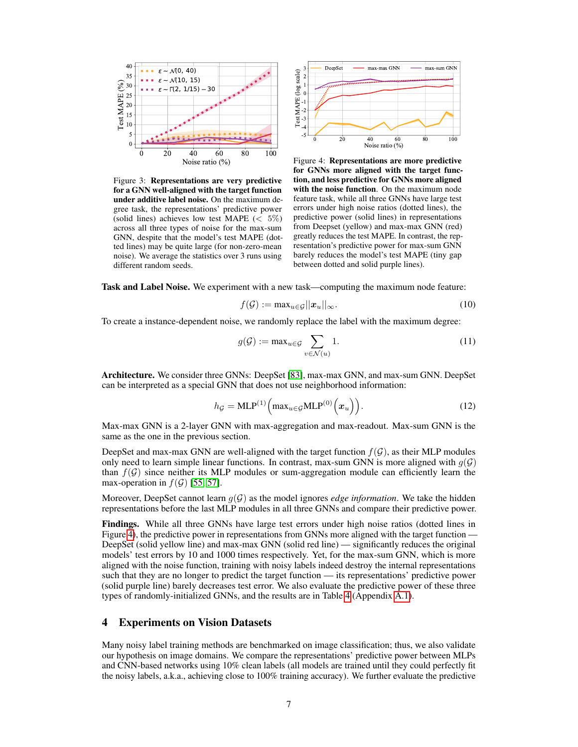Figure 3: **Representations are very predictive for a GNN well-aligned with the target function under additive label noise.** On the maximum degree task, the representations' predictive power (solid lines) achieves low test MAPE ($< 5\%$) across all three types of noise for the max-sum GNN, despite that the model's test MAPE (dotted lines) may be quite large (for non-zero-mean noise). We average the statistics over 3 runs using different random seeds.

Figure 4: **Representations are more predictive for GNNs more aligned with the target function, and less predictive for GNNs more aligned with the noise function**. On the maximum node feature task, while all three GNNs have large test errors under high noise ratios (dotted lines), the predictive power (solid lines) in representations from Deepset (yellow) and max-max GNN (red) greatly reduces the test MAPE. In contrast, the representation's predictive power for max-sum GNN barely reduces the model's test MAPE (tiny gap between dotted and solid purple lines).

**Task and Label Noise.** We experiment with a new task—computing the maximum node feature:

$$f(\mathcal{G}) := \max_{u \in \mathcal{G}} ||\boldsymbol{x}_u||_\infty. \tag{10}$$

To create a instance-dependent noise, we randomly replace the label with the maximum degree:

$$g(\mathcal{G}) := \max_{u \in \mathcal{G}} \sum_{v \in \mathcal{N}(u)} 1. \tag{11}$$

**Architecture.** We consider three GNNs: DeepSet [83], max-max GNN, and max-sum GNN. DeepSet can be interpreted as a special GNN that does not use neighborhood information:

$$h_{\mathcal{G}} = \text{MLP}^{(1)}\Big(\max_{u \in \mathcal{G}} \text{MLP}^{(0)}\Big(\boldsymbol{x}_u\Big)\Big). \tag{12}$$

Max-max GNN is a 2-layer GNN with max-aggregation and max-readout. Max-sum GNN is the same as the one in the previous section.

DeepSet and max-max GNN are well-aligned with the target function $f(\mathcal{G})$, as their MLP modules only need to learn simple linear functions. In contrast, max-sum GNN is more aligned with $g(\mathcal{G})$ than $f(\mathcal{G})$ since neither its MLP modules or sum-aggregation module can efficiently learn the max-operation in $f(\mathcal{G})$ [55, 57].

Moreover, DeepSet cannot learn $g(\mathcal{G})$ as the model ignores *edge information*. We take the hidden representations before the last MLP modules in all three GNNs and compare their predictive power.

**Findings.** While all three GNNs have large test errors under high noise ratios (dotted lines in Figure 4), the predictive power in representations from GNNs more aligned with the target function — DeepSet (solid yellow line) and max-max GNN (solid red line) — significantly reduces the original models' test errors by 10 and 1000 times respectively. Yet, for the max-sum GNN, which is more aligned with the noise function, training with noisy labels indeed destroy the internal representations such that they are no longer to predict the target function — its representations' predictive power (solid purple line) barely decreases test error. We also evaluate the predictive power of these three types of randomly-initialized GNNs, and the results are in Table 4 (Appendix A.1).

## 4 Experiments on Vision Datasets

Many noisy label training methods are benchmarked on image classification; thus, we also validate our hypothesis on image domains. We compare the representations' predictive power between MLPs and CNN-based networks using 10% clean labels (all models are trained until they could perfectly fit the noisy labels, a.k.a., achieving close to 100% training accuracy). We further evaluate the predictive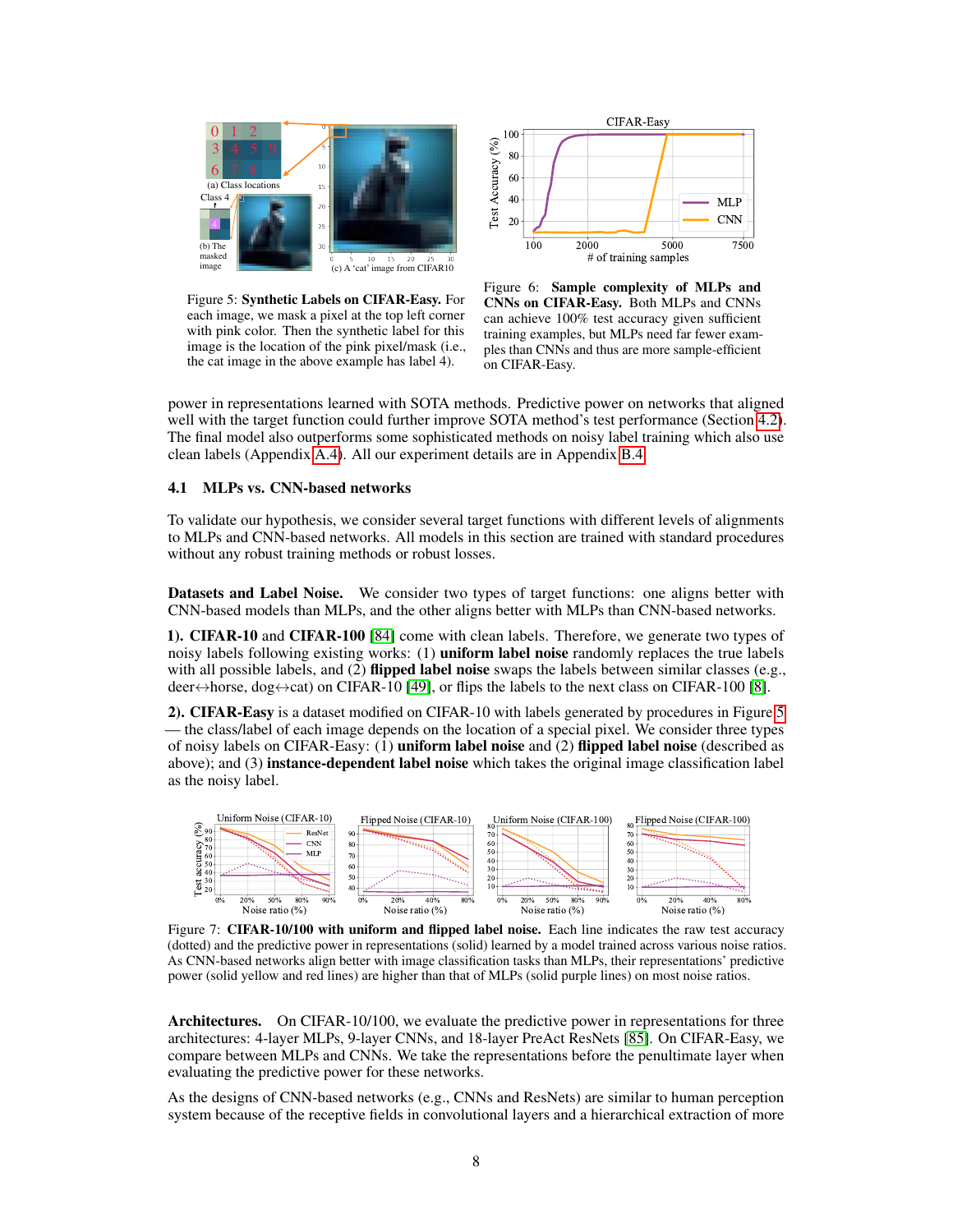Figure 5: **Synthetic Labels on CIFAR-Easy.** For each image, we mask a pixel at the top left corner with pink color. Then the synthetic label for this image is the location of the pink pixel/mask (i.e., the cat image in the above example has label 4).

Figure 6: **Sample complexity of MLPs and CNNs on CIFAR-Easy.** Both MLPs and CNNs can achieve 100% test accuracy given sufficient training examples, but MLPs need far fewer examples than CNNs and thus are more sample-efficient on CIFAR-Easy.

power in representations learned with SOTA methods. Predictive power on networks that aligned well with the target function could further improve SOTA method's test performance (Section 4.2). The final model also outperforms some sophisticated methods on noisy label training which also use clean labels (Appendix A.4). All our experiment details are in Appendix B.4.

### 4.1 MLPs vs. CNN-based networks

To validate our hypothesis, we consider several target functions with different levels of alignments to MLPs and CNN-based networks. All models in this section are trained with standard procedures without any robust training methods or robust losses.

**Datasets and Label Noise.** We consider two types of target functions: one aligns better with CNN-based models than MLPs, and the other aligns better with MLPs than CNN-based networks.

**1). CIFAR-10** and **CIFAR-100** [84] come with clean labels. Therefore, we generate two types of noisy labels following existing works: (1) **uniform label noise** randomly replaces the true labels with all possible labels, and (2) **flipped label noise** swaps the labels between similar classes (e.g., deer↔horse, dog↔cat) on CIFAR-10 [49], or flips the labels to the next class on CIFAR-100 [8].

**2). CIFAR-Easy** is a dataset modified on CIFAR-10 with labels generated by procedures in Figure 5 — the class/label of each image depends on the location of a special pixel. We consider three types of noisy labels on CIFAR-Easy: (1) **uniform label noise** and (2) **flipped label noise** (described as above); and (3) **instance-dependent label noise** which takes the original image classification label as the noisy label.

Figure 7: **CIFAR-10/100 with uniform and flipped label noise.** Each line indicates the raw test accuracy (dotted) and the predictive power in representations (solid) learned by a model trained across various noise ratios. As CNN-based networks align better with image classification tasks than MLPs, their representations' predictive power (solid yellow and red lines) are higher than that of MLPs (solid purple lines) on most noise ratios.

**Architectures.** On CIFAR-10/100, we evaluate the predictive power in representations for three architectures: 4-layer MLPs, 9-layer CNNs, and 18-layer PreAct ResNets [85]. On CIFAR-Easy, we compare between MLPs and CNNs. We take the representations before the penultimate layer when evaluating the predictive power for these networks.

As the designs of CNN-based networks (e.g., CNNs and ResNets) are similar to human perception system because of the receptive fields in convolutional layers and a hierarchical extraction of more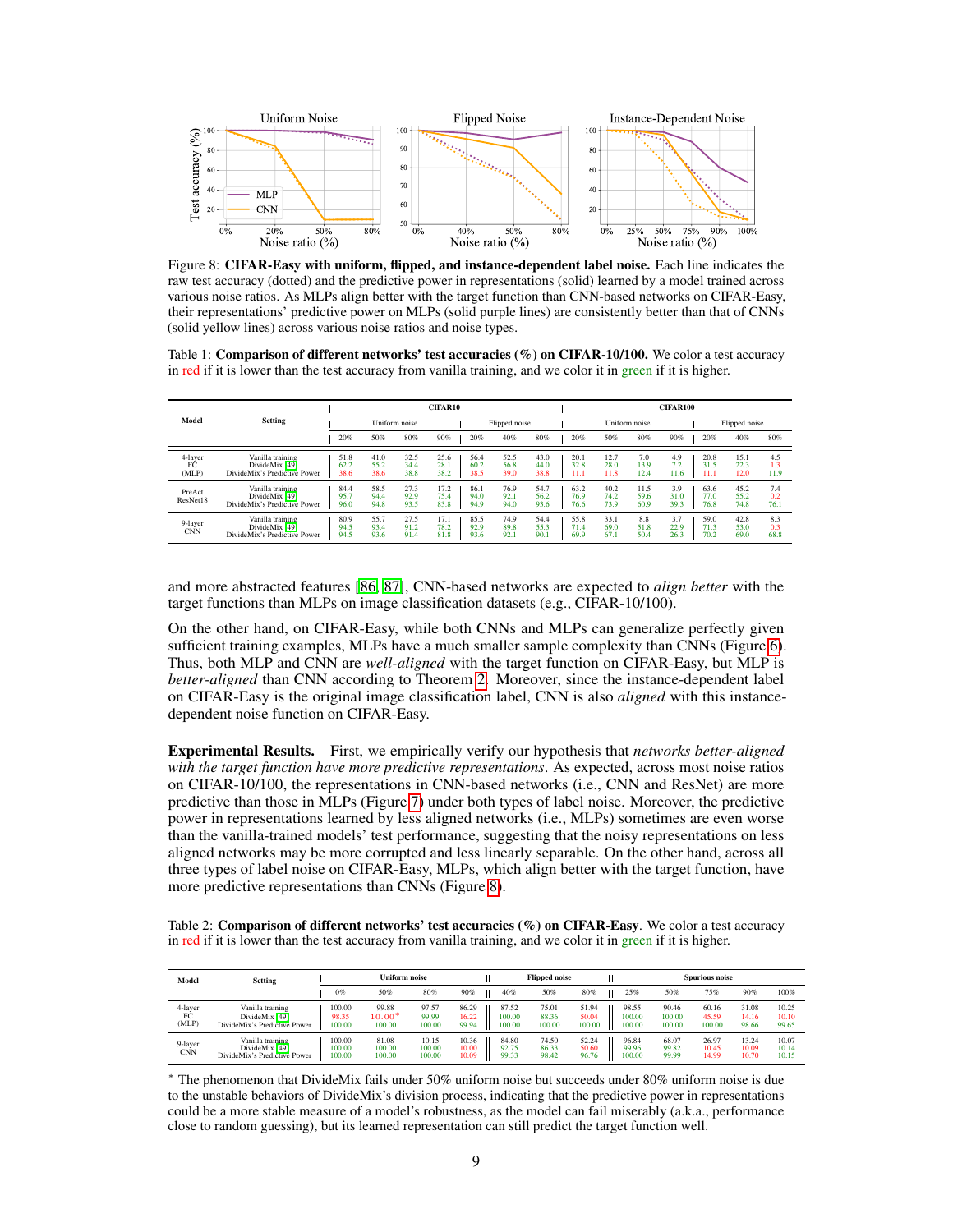Figure 8: **CIFAR-Easy with uniform, flipped, and instance-dependent label noise.** Each line indicates the raw test accuracy (dotted) and the predictive power in representations (solid) learned by a model trained across various noise ratios. As MLPs align better with the target function than CNN-based networks on CIFAR-Easy, their representations' predictive power on MLPs (solid purple lines) are consistently better than that of CNNs (solid yellow lines) across various noise ratios and noise types.

Table 1: **Comparison of different networks' test accuracies (%) on CIFAR-10/100.** We color a test accuracy in red if it is lower than the test accuracy from vanilla training, and we color it in green if it is higher.

| Model | Setting | CIFAR10 | | | | | | | CIFAR100 | | | | | | |
|---|---|---|---|---|---|---|---|---|---|---|---|---|---|---|---|
| | | Uniform noise | | | | Flipped noise | | | Uniform noise | | | | Flipped noise | | |
| | | 20% | 50% | 80% | 90% | 20% | 40% | 80% | 20% | 50% | 80% | 90% | 20% | 40% | 80% |
| 4-layer FC (MLP) | Vanilla training | 51.8 | 41.0 | 32.5 | 25.6 | 56.4 | 52.5 | 43.0 | 20.1 | 12.7 | 7.0 | 4.9 | 20.8 | 15.1 | 4.5 |
| | DivideMix [49] | 62.2 | 55.2 | 34.4 | 28.1 | 60.2 | 56.8 | 44.0 | 32.8 | 28.0 | 13.9 | 7.2 | 31.5 | 22.3 | 1.3 |
| | DivideMix's Predictive Power | 38.6 | 38.6 | 38.8 | 38.2 | 38.5 | 39.0 | 38.8 | 11.1 | 11.8 | 12.4 | 11.6 | 11.1 | 12.0 | 11.9 |
| PreAct ResNet18 | Vanilla training | 84.4 | 58.5 | 27.3 | 17.2 | 86.1 | 76.9 | 54.7 | 63.2 | 40.2 | 11.5 | 3.9 | 63.6 | 45.2 | 7.4 |
| | DivideMix [49] | 95.7 | 94.4 | 92.9 | 75.4 | 94.0 | 92.1 | 56.2 | 76.9 | 74.2 | 59.6 | 31.0 | 77.0 | 55.2 | 0.2 |
| | DivideMix's Predictive Power | 96.0 | 94.8 | 93.5 | 83.8 | 94.9 | 94.0 | 93.6 | 76.6 | 73.9 | 60.9 | 39.3 | 76.8 | 74.8 | 76.1 |
| 9-layer CNN | Vanilla training | 80.9 | 55.7 | 27.5 | 17.1 | 85.5 | 74.9 | 54.4 | 55.8 | 33.1 | 8.8 | 3.7 | 59.0 | 42.8 | 8.3 |
| | DivideMix [49] | 94.5 | 93.4 | 91.2 | 78.2 | 92.9 | 89.8 | 55.3 | 71.4 | 69.0 | 51.8 | 22.9 | 71.3 | 53.0 | 0.3 |
| | DivideMix's Predictive Power | 94.5 | 93.6 | 91.4 | 81.8 | 93.6 | 92.1 | 90.1 | 69.9 | 67.1 | 50.4 | 26.3 | 70.2 | 69.0 | 68.8 |

and more abstracted features [86, 87], CNN-based networks are expected to *align better* with the target functions than MLPs on image classification datasets (e.g., CIFAR-10/100).

On the other hand, on CIFAR-Easy, while both CNNs and MLPs can generalize perfectly given sufficient training examples, MLPs have a much smaller sample complexity than CNNs (Figure 6). Thus, both MLP and CNN are *well-aligned* with the target function on CIFAR-Easy, but MLP is *better-aligned* than CNN according to Theorem 2. Moreover, since the instance-dependent label on CIFAR-Easy is the original image classification label, CNN is also *aligned* with this instance-dependent noise function on CIFAR-Easy.

**Experimental Results.** First, we empirically verify our hypothesis that *networks better-aligned with the target function have more predictive representations*. As expected, across most noise ratios on CIFAR-10/100, the representations in CNN-based networks (i.e., CNN and ResNet) are more predictive than those in MLPs (Figure 7) under both types of label noise. Moreover, the predictive power in representations learned by less aligned networks (i.e., MLPs) sometimes are even worse than the vanilla-trained models' test performance, suggesting that the noisy representations on less aligned networks may be more corrupted and less linearly separable. On the other hand, across all three types of label noise on CIFAR-Easy, MLPs, which align better with the target function, have more predictive representations than CNNs (Figure 8).

Table 2: **Comparison of different networks' test accuracies (%) on CIFAR-Easy**. We color a test accuracy in red if it is lower than the test accuracy from vanilla training, and we color it in green if it is higher.

| Model | Setting | Uniform noise | | | | Flipped noise | | | Spurious noise | | | | |
|---|---|---|---|---|---|---|---|---|---|---|---|---|---|
| | | 0% | 50% | 80% | 90% | 40% | 50% | 80% | 25% | 50% | 75% | 90% | 100% |
| 4-layer FC (MLP) | Vanilla training | 100.00 | 99.88 | 97.57 | 86.29 | 87.52 | 75.01 | 51.94 | 98.55 | 90.46 | 60.16 | 31.08 | 10.25 |
| | DivideMix [49] | 98.35 | 10.00* | 99.99 | 16.22 | 100.00 | 88.36 | 50.04 | 100.00 | 100.00 | 45.59 | 14.16 | 10.10 |
| | DivideMix's Predictive Power | 100.00 | 100.00 | 100.00 | 99.94 | 100.00 | 100.00 | 100.00 | 100.00 | 100.00 | 100.00 | 98.66 | 99.65 |
| 9-layer CNN | Vanilla training | 100.00 | 81.08 | 10.15 | 10.36 | 84.80 | 74.50 | 52.24 | 96.84 | 68.07 | 26.97 | 13.24 | 10.07 |
| | DivideMix [49] | 100.00 | 100.00 | 100.00 | 10.00 | 92.75 | 86.33 | 50.60 | 99.96 | 99.82 | 10.45 | 10.09 | 10.14 |
| | DivideMix's Predictive Power | 100.00 | 100.00 | 100.00 | 10.09 | 99.33 | 98.42 | 96.76 | 100.00 | 99.99 | 14.99 | 10.70 | 10.15 |

* The phenomenon that DivideMix fails under 50% uniform noise but succeeds under 80% uniform noise is due to the unstable behaviors of DivideMix's division process, indicating that the predictive power in representations could be a more stable measure of a model's robustness, as the model can fail miserably (a.k.a., performance close to random guessing), but its learned representation can still predict the target function well.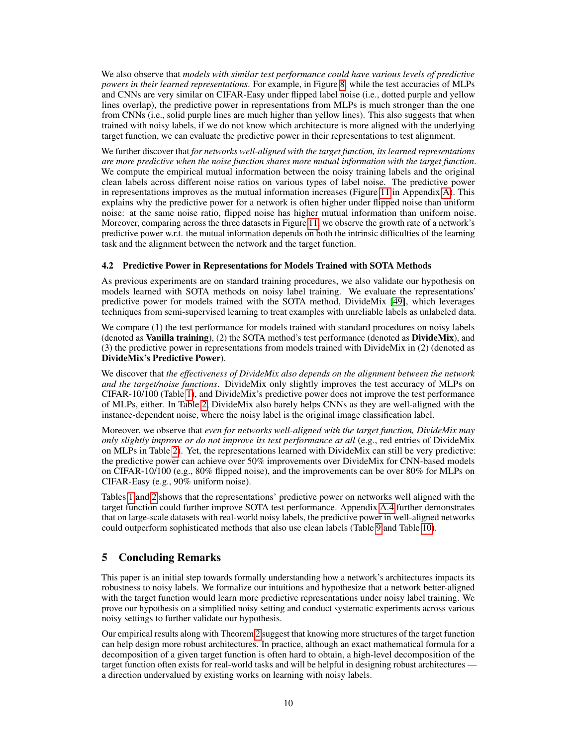We also observe that *models with similar test performance could have various levels of predictive powers in their learned representations*. For example, in Figure 8, while the test accuracies of MLPs and CNNs are very similar on CIFAR-Easy under flipped label noise (i.e., dotted purple and yellow lines overlap), the predictive power in representations from MLPs is much stronger than the one from CNNs (i.e., solid purple lines are much higher than yellow lines). This also suggests that when trained with noisy labels, if we do not know which architecture is more aligned with the underlying target function, we can evaluate the predictive power in their representations to test alignment.

We further discover that *for networks well-aligned with the target function, its learned representations are more predictive when the noise function shares more mutual information with the target function*. We compute the empirical mutual information between the noisy training labels and the original clean labels across different noise ratios on various types of label noise. The predictive power in representations improves as the mutual information increases (Figure 11 in Appendix A). This explains why the predictive power for a network is often higher under flipped noise than uniform noise: at the same noise ratio, flipped noise has higher mutual information than uniform noise. Moreover, comparing across the three datasets in Figure 11, we observe the growth rate of a network's predictive power w.r.t. the mutual information depends on both the intrinsic difficulties of the learning task and the alignment between the network and the target function.

### 4.2 Predictive Power in Representations for Models Trained with SOTA Methods

As previous experiments are on standard training procedures, we also validate our hypothesis on models learned with SOTA methods on noisy label training. We evaluate the representations' predictive power for models trained with the SOTA method, DivideMix [49], which leverages techniques from semi-supervised learning to treat examples with unreliable labels as unlabeled data.

We compare (1) the test performance for models trained with standard procedures on noisy labels (denoted as **Vanilla training**), (2) the SOTA method's test performance (denoted as **DivideMix**), and (3) the predictive power in representations from models trained with DivideMix in (2) (denoted as **DivideMix's Predictive Power**).

We discover that *the effectiveness of DivideMix also depends on the alignment between the network and the target/noise functions*. DivideMix only slightly improves the test accuracy of MLPs on CIFAR-10/100 (Table 1), and DivideMix's predictive power does not improve the test performance of MLPs, either. In Table 2, DivideMix also barely helps CNNs as they are well-aligned with the instance-dependent noise, where the noisy label is the original image classification label.

Moreover, we observe that *even for networks well-aligned with the target function, DivideMix may only slightly improve or do not improve its test performance at all* (e.g., red entries of DivideMix on MLPs in Table 2). Yet, the representations learned with DivideMix can still be very predictive: the predictive power can achieve over 50% improvements over DivideMix for CNN-based models on CIFAR-10/100 (e.g., 80% flipped noise), and the improvements can be over 80% for MLPs on CIFAR-Easy (e.g., 90% uniform noise).

Tables 1 and 2 shows that the representations' predictive power on networks well aligned with the target function could further improve SOTA test performance. Appendix A.4 further demonstrates that on large-scale datasets with real-world noisy labels, the predictive power in well-aligned networks could outperform sophisticated methods that also use clean labels (Table 9 and Table 10).

## 5 Concluding Remarks

This paper is an initial step towards formally understanding how a network's architectures impacts its robustness to noisy labels. We formalize our intuitions and hypothesize that a network better-aligned with the target function would learn more predictive representations under noisy label training. We prove our hypothesis on a simplified noisy setting and conduct systematic experiments across various noisy settings to further validate our hypothesis.

Our empirical results along with Theorem 2 suggest that knowing more structures of the target function can help design more robust architectures. In practice, although an exact mathematical formula for a decomposition of a given target function is often hard to obtain, a high-level decomposition of the target function often exists for real-world tasks and will be helpful in designing robust architectures — a direction undervalued by existing works on learning with noisy labels.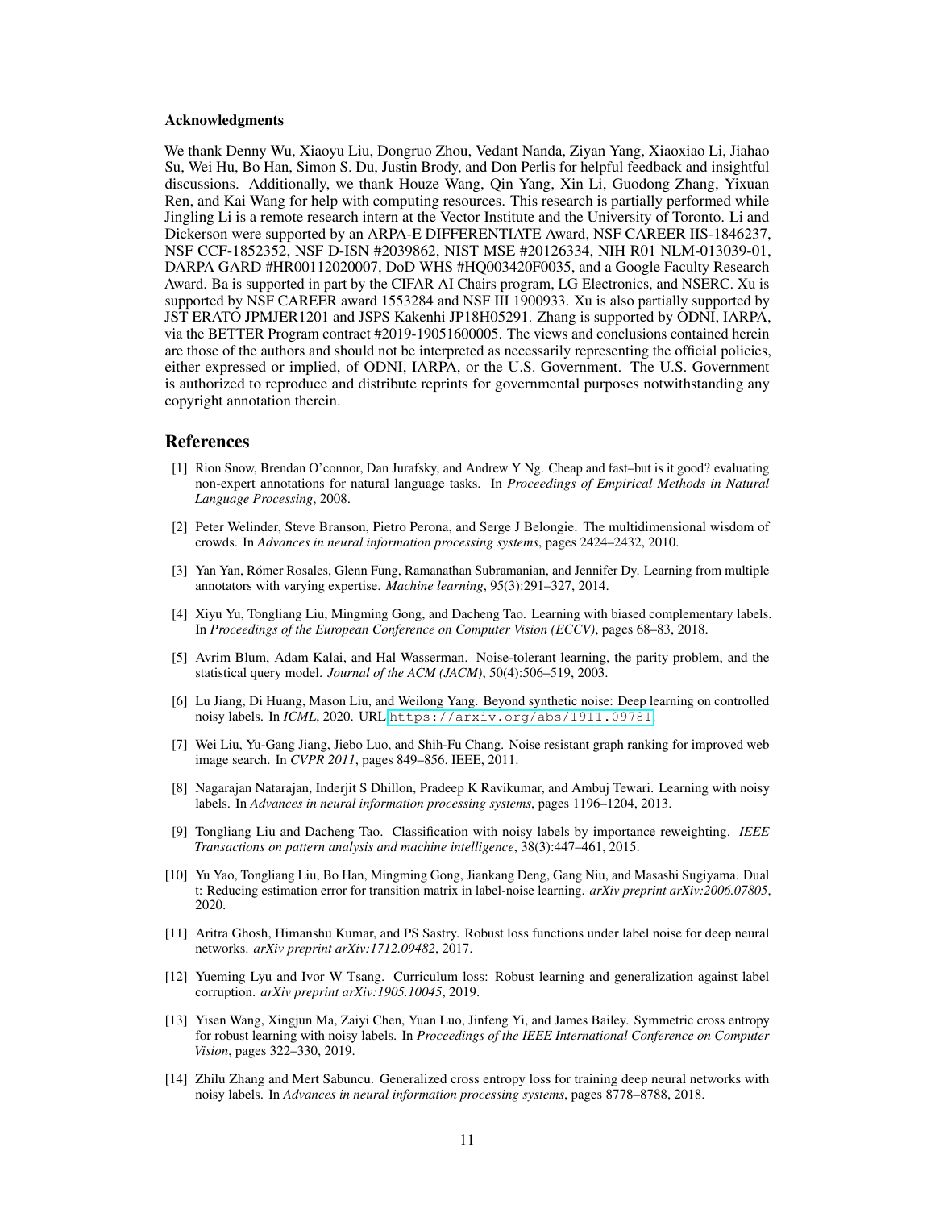### Acknowledgments

We thank Denny Wu, Xiaoyu Liu, Dongruo Zhou, Vedant Nanda, Ziyan Yang, Xiaoxiao Li, Jiahao Su, Wei Hu, Bo Han, Simon S. Du, Justin Brody, and Don Perlis for helpful feedback and insightful discussions. Additionally, we thank Houze Wang, Qin Yang, Xin Li, Guodong Zhang, Yixuan Ren, and Kai Wang for help with computing resources. This research is partially performed while Jingling Li is a remote research intern at the Vector Institute and the University of Toronto. Li and Dickerson were supported by an ARPA-E DIFFERENTIATE Award, NSF CAREER IIS-1846237, NSF CCF-1852352, NSF D-ISN #2039862, NIST MSE #20126334, NIH R01 NLM-013039-01, DARPA GARD #HR00112020007, DoD WHS #HQ003420F0035, and a Google Faculty Research Award. Ba is supported in part by the CIFAR AI Chairs program, LG Electronics, and NSERC. Xu is supported by NSF CAREER award 1553284 and NSF III 1900933. Xu is also partially supported by JST ERATO JPMJER1201 and JSPS Kakenhi JP18H05291. Zhang is supported by ODNI, IARPA, via the BETTER Program contract #2019-19051600005. The views and conclusions contained herein are those of the authors and should not be interpreted as necessarily representing the official policies, either expressed or implied, of ODNI, IARPA, or the U.S. Government. The U.S. Government is authorized to reproduce and distribute reprints for governmental purposes notwithstanding any copyright annotation therein.

## References

[1] Rion Snow, Brendan O'connor, Dan Jurafsky, and Andrew Y Ng. Cheap and fast–but is it good? evaluating non-expert annotations for natural language tasks. In *Proceedings of Empirical Methods in Natural Language Processing*, 2008.

[2] Peter Welinder, Steve Branson, Pietro Perona, and Serge J Belongie. The multidimensional wisdom of crowds. In *Advances in neural information processing systems*, pages 2424–2432, 2010.

[3] Yan Yan, Rómer Rosales, Glenn Fung, Ramanathan Subramanian, and Jennifer Dy. Learning from multiple annotators with varying expertise. *Machine learning*, 95(3):291–327, 2014.

[4] Xiyu Yu, Tongliang Liu, Mingming Gong, and Dacheng Tao. Learning with biased complementary labels. In *Proceedings of the European Conference on Computer Vision (ECCV)*, pages 68–83, 2018.

[5] Avrim Blum, Adam Kalai, and Hal Wasserman. Noise-tolerant learning, the parity problem, and the statistical query model. *Journal of the ACM (JACM)*, 50(4):506–519, 2003.

[6] Lu Jiang, Di Huang, Mason Liu, and Weilong Yang. Beyond synthetic noise: Deep learning on controlled noisy labels. In *ICML*, 2020. URL https://arxiv.org/abs/1911.09781.

[7] Wei Liu, Yu-Gang Jiang, Jiebo Luo, and Shih-Fu Chang. Noise resistant graph ranking for improved web image search. In *CVPR 2011*, pages 849–856. IEEE, 2011.

[8] Nagarajan Natarajan, Inderjit S Dhillon, Pradeep K Ravikumar, and Ambuj Tewari. Learning with noisy labels. In *Advances in neural information processing systems*, pages 1196–1204, 2013.

[9] Tongliang Liu and Dacheng Tao. Classification with noisy labels by importance reweighting. *IEEE Transactions on pattern analysis and machine intelligence*, 38(3):447–461, 2015.

[10] Yu Yao, Tongliang Liu, Bo Han, Mingming Gong, Jiankang Deng, Gang Niu, and Masashi Sugiyama. Dual t: Reducing estimation error for transition matrix in label-noise learning. *arXiv preprint arXiv:2006.07805*, 2020.

[11] Aritra Ghosh, Himanshu Kumar, and PS Sastry. Robust loss functions under label noise for deep neural networks. *arXiv preprint arXiv:1712.09482*, 2017.

[12] Yueming Lyu and Ivor W Tsang. Curriculum loss: Robust learning and generalization against label corruption. *arXiv preprint arXiv:1905.10045*, 2019.

[13] Yisen Wang, Xingjun Ma, Zaiyi Chen, Yuan Luo, Jinfeng Yi, and James Bailey. Symmetric cross entropy for robust learning with noisy labels. In *Proceedings of the IEEE International Conference on Computer Vision*, pages 322–330, 2019.

[14] Zhilu Zhang and Mert Sabuncu. Generalized cross entropy loss for training deep neural networks with noisy labels. In *Advances in neural information processing systems*, pages 8778–8788, 2018.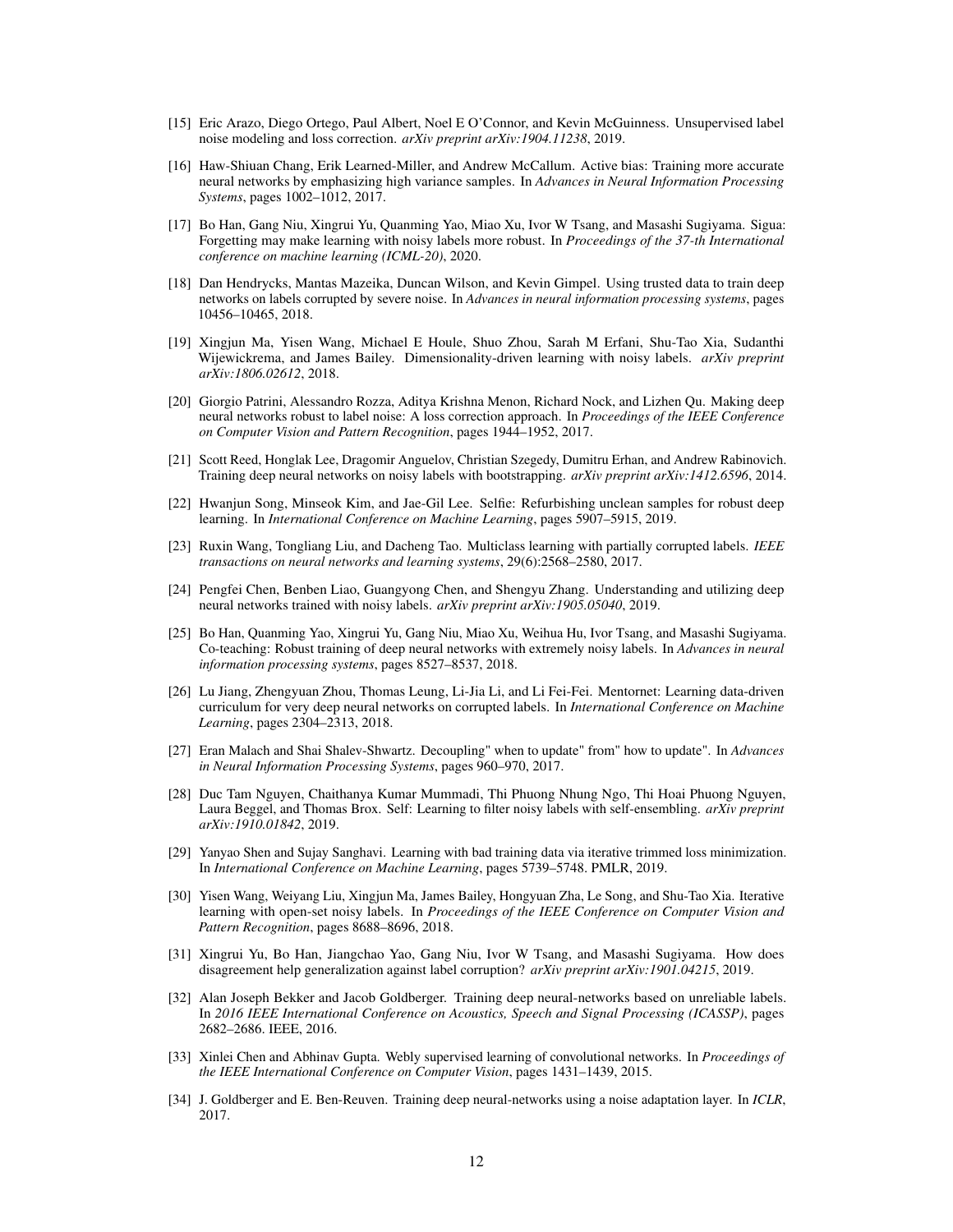[15] Eric Arazo, Diego Ortego, Paul Albert, Noel E O'Connor, and Kevin McGuinness. Unsupervised label noise modeling and loss correction. *arXiv preprint arXiv:1904.11238*, 2019.

[16] Haw-Shiuan Chang, Erik Learned-Miller, and Andrew McCallum. Active bias: Training more accurate neural networks by emphasizing high variance samples. In *Advances in Neural Information Processing Systems*, pages 1002–1012, 2017.

[17] Bo Han, Gang Niu, Xingrui Yu, Quanming Yao, Miao Xu, Ivor W Tsang, and Masashi Sugiyama. Sigua: Forgetting may make learning with noisy labels more robust. In *Proceedings of the 37-th International conference on machine learning (ICML-20)*, 2020.

[18] Dan Hendrycks, Mantas Mazeika, Duncan Wilson, and Kevin Gimpel. Using trusted data to train deep networks on labels corrupted by severe noise. In *Advances in neural information processing systems*, pages 10456–10465, 2018.

[19] Xingjun Ma, Yisen Wang, Michael E Houle, Shuo Zhou, Sarah M Erfani, Shu-Tao Xia, Sudanthi Wijewickrema, and James Bailey. Dimensionality-driven learning with noisy labels. *arXiv preprint arXiv:1806.02612*, 2018.

[20] Giorgio Patrini, Alessandro Rozza, Aditya Krishna Menon, Richard Nock, and Lizhen Qu. Making deep neural networks robust to label noise: A loss correction approach. In *Proceedings of the IEEE Conference on Computer Vision and Pattern Recognition*, pages 1944–1952, 2017.

[21] Scott Reed, Honglak Lee, Dragomir Anguelov, Christian Szegedy, Dumitru Erhan, and Andrew Rabinovich. Training deep neural networks on noisy labels with bootstrapping. *arXiv preprint arXiv:1412.6596*, 2014.

[22] Hwanjun Song, Minseok Kim, and Jae-Gil Lee. Selfie: Refurbishing unclean samples for robust deep learning. In *International Conference on Machine Learning*, pages 5907–5915, 2019.

[23] Ruxin Wang, Tongliang Liu, and Dacheng Tao. Multiclass learning with partially corrupted labels. *IEEE transactions on neural networks and learning systems*, 29(6):2568–2580, 2017.

[24] Pengfei Chen, Benben Liao, Guangyong Chen, and Shengyu Zhang. Understanding and utilizing deep neural networks trained with noisy labels. *arXiv preprint arXiv:1905.05040*, 2019.

[25] Bo Han, Quanming Yao, Xingrui Yu, Gang Niu, Miao Xu, Weihua Hu, Ivor Tsang, and Masashi Sugiyama. Co-teaching: Robust training of deep neural networks with extremely noisy labels. In *Advances in neural information processing systems*, pages 8527–8537, 2018.

[26] Lu Jiang, Zhengyuan Zhou, Thomas Leung, Li-Jia Li, and Li Fei-Fei. Mentornet: Learning data-driven curriculum for very deep neural networks on corrupted labels. In *International Conference on Machine Learning*, pages 2304–2313, 2018.

[27] Eran Malach and Shai Shalev-Shwartz. Decoupling" when to update" from" how to update". In *Advances in Neural Information Processing Systems*, pages 960–970, 2017.

[28] Duc Tam Nguyen, Chaithanya Kumar Mummadi, Thi Phuong Nhung Ngo, Thi Hoai Phuong Nguyen, Laura Beggel, and Thomas Brox. Self: Learning to filter noisy labels with self-ensembling. *arXiv preprint arXiv:1910.01842*, 2019.

[29] Yanyao Shen and Sujay Sanghavi. Learning with bad training data via iterative trimmed loss minimization. In *International Conference on Machine Learning*, pages 5739–5748. PMLR, 2019.

[30] Yisen Wang, Weiyang Liu, Xingjun Ma, James Bailey, Hongyuan Zha, Le Song, and Shu-Tao Xia. Iterative learning with open-set noisy labels. In *Proceedings of the IEEE Conference on Computer Vision and Pattern Recognition*, pages 8688–8696, 2018.

[31] Xingrui Yu, Bo Han, Jiangchao Yao, Gang Niu, Ivor W Tsang, and Masashi Sugiyama. How does disagreement help generalization against label corruption? *arXiv preprint arXiv:1901.04215*, 2019.

[32] Alan Joseph Bekker and Jacob Goldberger. Training deep neural-networks based on unreliable labels. In *2016 IEEE International Conference on Acoustics, Speech and Signal Processing (ICASSP)*, pages 2682–2686. IEEE, 2016.

[33] Xinlei Chen and Abhinav Gupta. Webly supervised learning of convolutional networks. In *Proceedings of the IEEE International Conference on Computer Vision*, pages 1431–1439, 2015.

[34] J. Goldberger and E. Ben-Reuven. Training deep neural-networks using a noise adaptation layer. In *ICLR*, 2017.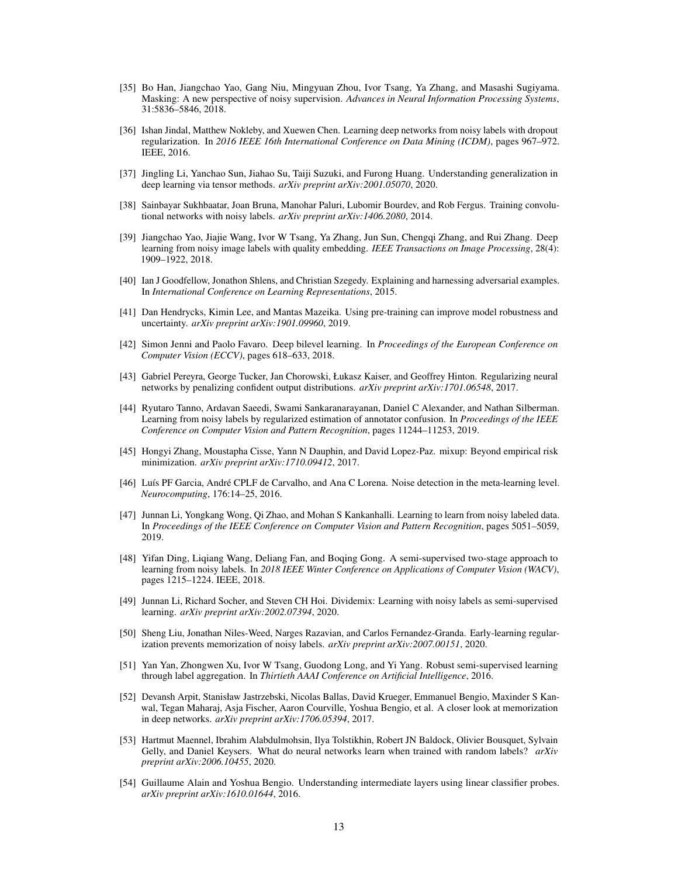[35] Bo Han, Jiangchao Yao, Gang Niu, Mingyuan Zhou, Ivor Tsang, Ya Zhang, and Masashi Sugiyama. Masking: A new perspective of noisy supervision. *Advances in Neural Information Processing Systems*, 31:5836–5846, 2018.

[36] Ishan Jindal, Matthew Nokleby, and Xuewen Chen. Learning deep networks from noisy labels with dropout regularization. In *2016 IEEE 16th International Conference on Data Mining (ICDM)*, pages 967–972. IEEE, 2016.

[37] Jingling Li, Yanchao Sun, Jiahao Su, Taiji Suzuki, and Furong Huang. Understanding generalization in deep learning via tensor methods. *arXiv preprint arXiv:2001.05070*, 2020.

[38] Sainbayar Sukhbaatar, Joan Bruna, Manohar Paluri, Lubomir Bourdev, and Rob Fergus. Training convolutional networks with noisy labels. *arXiv preprint arXiv:1406.2080*, 2014.

[39] Jiangchao Yao, Jiajie Wang, Ivor W Tsang, Ya Zhang, Jun Sun, Chengqi Zhang, and Rui Zhang. Deep learning from noisy image labels with quality embedding. *IEEE Transactions on Image Processing*, 28(4): 1909–1922, 2018.

[40] Ian J Goodfellow, Jonathon Shlens, and Christian Szegedy. Explaining and harnessing adversarial examples. In *International Conference on Learning Representations*, 2015.

[41] Dan Hendrycks, Kimin Lee, and Mantas Mazeika. Using pre-training can improve model robustness and uncertainty. *arXiv preprint arXiv:1901.09960*, 2019.

[42] Simon Jenni and Paolo Favaro. Deep bilevel learning. In *Proceedings of the European Conference on Computer Vision (ECCV)*, pages 618–633, 2018.

[43] Gabriel Pereyra, George Tucker, Jan Chorowski, Łukasz Kaiser, and Geoffrey Hinton. Regularizing neural networks by penalizing confident output distributions. *arXiv preprint arXiv:1701.06548*, 2017.

[44] Ryutaro Tanno, Ardavan Saeedi, Swami Sankaranarayanan, Daniel C Alexander, and Nathan Silberman. Learning from noisy labels by regularized estimation of annotator confusion. In *Proceedings of the IEEE Conference on Computer Vision and Pattern Recognition*, pages 11244–11253, 2019.

[45] Hongyi Zhang, Moustapha Cisse, Yann N Dauphin, and David Lopez-Paz. mixup: Beyond empirical risk minimization. *arXiv preprint arXiv:1710.09412*, 2017.

[46] Luís PF Garcia, André CPLF de Carvalho, and Ana C Lorena. Noise detection in the meta-learning level. *Neurocomputing*, 176:14–25, 2016.

[47] Junnan Li, Yongkang Wong, Qi Zhao, and Mohan S Kankanhalli. Learning to learn from noisy labeled data. In *Proceedings of the IEEE Conference on Computer Vision and Pattern Recognition*, pages 5051–5059, 2019.

[48] Yifan Ding, Liqiang Wang, Deliang Fan, and Boqing Gong. A semi-supervised two-stage approach to learning from noisy labels. In *2018 IEEE Winter Conference on Applications of Computer Vision (WACV)*, pages 1215–1224. IEEE, 2018.

[49] Junnan Li, Richard Socher, and Steven CH Hoi. Dividemix: Learning with noisy labels as semi-supervised learning. *arXiv preprint arXiv:2002.07394*, 2020.

[50] Sheng Liu, Jonathan Niles-Weed, Narges Razavian, and Carlos Fernandez-Granda. Early-learning regularization prevents memorization of noisy labels. *arXiv preprint arXiv:2007.00151*, 2020.

[51] Yan Yan, Zhongwen Xu, Ivor W Tsang, Guodong Long, and Yi Yang. Robust semi-supervised learning through label aggregation. In *Thirtieth AAAI Conference on Artificial Intelligence*, 2016.

[52] Devansh Arpit, Stanisław Jastrzebski, Nicolas Ballas, David Krueger, Emmanuel Bengio, Maxinder S Kanwal, Tegan Maharaj, Asja Fischer, Aaron Courville, Yoshua Bengio, et al. A closer look at memorization in deep networks. *arXiv preprint arXiv:1706.05394*, 2017.

[53] Hartmut Maennel, Ibrahim Alabdulmohsin, Ilya Tolstikhin, Robert JN Baldock, Olivier Bousquet, Sylvain Gelly, and Daniel Keysers. What do neural networks learn when trained with random labels? *arXiv preprint arXiv:2006.10455*, 2020.

[54] Guillaume Alain and Yoshua Bengio. Understanding intermediate layers using linear classifier probes. *arXiv preprint arXiv:1610.01644*, 2016.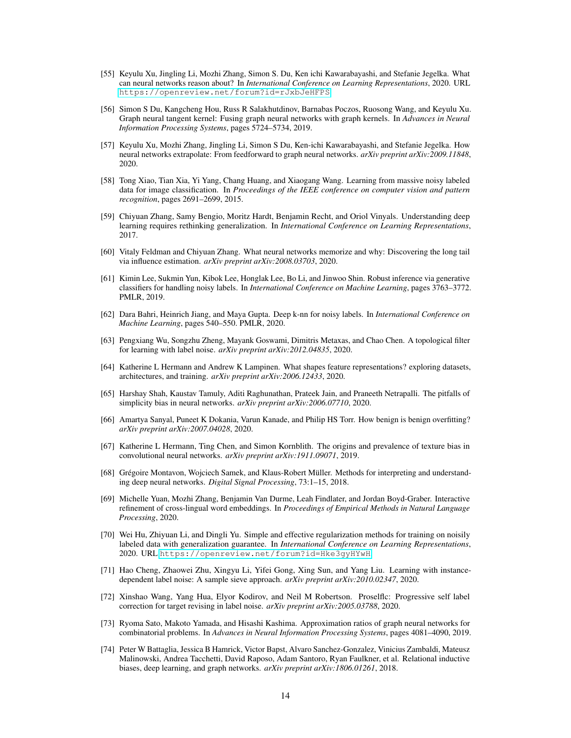[55] Keyulu Xu, Jingling Li, Mozhi Zhang, Simon S. Du, Ken ichi Kawarabayashi, and Stefanie Jegelka. What can neural networks reason about? In *International Conference on Learning Representations*, 2020. URL https://openreview.net/forum?id=rJxbJeHFPS.

[56] Simon S Du, Kangcheng Hou, Russ R Salakhutdinov, Barnabas Poczos, Ruosong Wang, and Keyulu Xu. Graph neural tangent kernel: Fusing graph neural networks with graph kernels. In *Advances in Neural Information Processing Systems*, pages 5724–5734, 2019.

[57] Keyulu Xu, Mozhi Zhang, Jingling Li, Simon S Du, Ken-ichi Kawarabayashi, and Stefanie Jegelka. How neural networks extrapolate: From feedforward to graph neural networks. *arXiv preprint arXiv:2009.11848*, 2020.

[58] Tong Xiao, Tian Xia, Yi Yang, Chang Huang, and Xiaogang Wang. Learning from massive noisy labeled data for image classification. In *Proceedings of the IEEE conference on computer vision and pattern recognition*, pages 2691–2699, 2015.

[59] Chiyuan Zhang, Samy Bengio, Moritz Hardt, Benjamin Recht, and Oriol Vinyals. Understanding deep learning requires rethinking generalization. In *International Conference on Learning Representations*, 2017.

[60] Vitaly Feldman and Chiyuan Zhang. What neural networks memorize and why: Discovering the long tail via influence estimation. *arXiv preprint arXiv:2008.03703*, 2020.

[61] Kimin Lee, Sukmin Yun, Kibok Lee, Honglak Lee, Bo Li, and Jinwoo Shin. Robust inference via generative classifiers for handling noisy labels. In *International Conference on Machine Learning*, pages 3763–3772. PMLR, 2019.

[62] Dara Bahri, Heinrich Jiang, and Maya Gupta. Deep k-nn for noisy labels. In *International Conference on Machine Learning*, pages 540–550. PMLR, 2020.

[63] Pengxiang Wu, Songzhu Zheng, Mayank Goswami, Dimitris Metaxas, and Chao Chen. A topological filter for learning with label noise. *arXiv preprint arXiv:2012.04835*, 2020.

[64] Katherine L Hermann and Andrew K Lampinen. What shapes feature representations? exploring datasets, architectures, and training. *arXiv preprint arXiv:2006.12433*, 2020.

[65] Harshay Shah, Kaustav Tamuly, Aditi Raghunathan, Prateek Jain, and Praneeth Netrapalli. The pitfalls of simplicity bias in neural networks. *arXiv preprint arXiv:2006.07710*, 2020.

[66] Amartya Sanyal, Puneet K Dokania, Varun Kanade, and Philip HS Torr. How benign is benign overfitting? *arXiv preprint arXiv:2007.04028*, 2020.

[67] Katherine L Hermann, Ting Chen, and Simon Kornblith. The origins and prevalence of texture bias in convolutional neural networks. *arXiv preprint arXiv:1911.09071*, 2019.

[68] Grégoire Montavon, Wojciech Samek, and Klaus-Robert Müller. Methods for interpreting and understanding deep neural networks. *Digital Signal Processing*, 73:1–15, 2018.

[69] Michelle Yuan, Mozhi Zhang, Benjamin Van Durme, Leah Findlater, and Jordan Boyd-Graber. Interactive refinement of cross-lingual word embeddings. In *Proceedings of Empirical Methods in Natural Language Processing*, 2020.

[70] Wei Hu, Zhiyuan Li, and Dingli Yu. Simple and effective regularization methods for training on noisily labeled data with generalization guarantee. In *International Conference on Learning Representations*, 2020. URL https://openreview.net/forum?id=Hke3gyHYwH.

[71] Hao Cheng, Zhaowei Zhu, Xingyu Li, Yifei Gong, Xing Sun, and Yang Liu. Learning with instance-dependent label noise: A sample sieve approach. *arXiv preprint arXiv:2010.02347*, 2020.

[72] Xinshao Wang, Yang Hua, Elyor Kodirov, and Neil M Robertson. Proselflc: Progressive self label correction for target revising in label noise. *arXiv preprint arXiv:2005.03788*, 2020.

[73] Ryoma Sato, Makoto Yamada, and Hisashi Kashima. Approximation ratios of graph neural networks for combinatorial problems. In *Advances in Neural Information Processing Systems*, pages 4081–4090, 2019.

[74] Peter W Battaglia, Jessica B Hamrick, Victor Bapst, Alvaro Sanchez-Gonzalez, Vinicius Zambaldi, Mateusz Malinowski, Andrea Tacchetti, David Raposo, Adam Santoro, Ryan Faulkner, et al. Relational inductive biases, deep learning, and graph networks. *arXiv preprint arXiv:1806.01261*, 2018.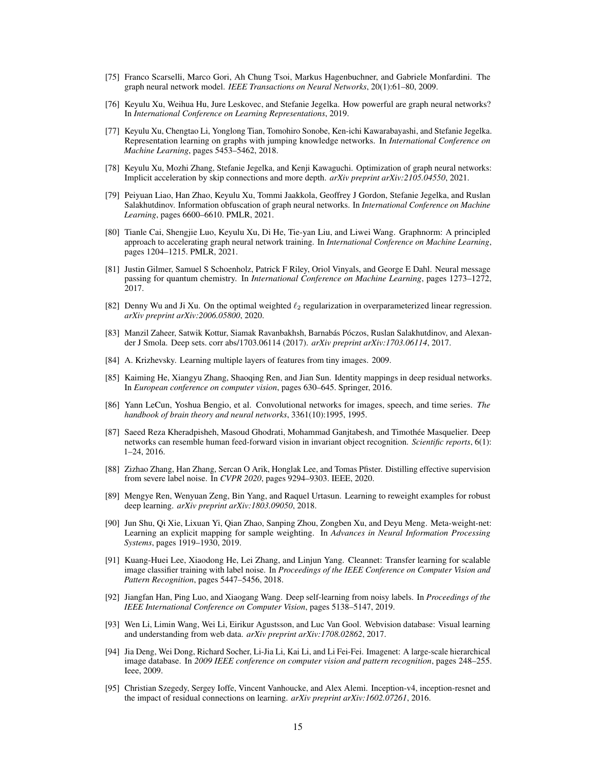[75] Franco Scarselli, Marco Gori, Ah Chung Tsoi, Markus Hagenbuchner, and Gabriele Monfardini. The graph neural network model. *IEEE Transactions on Neural Networks*, 20(1):61–80, 2009.

[76] Keyulu Xu, Weihua Hu, Jure Leskovec, and Stefanie Jegelka. How powerful are graph neural networks? In *International Conference on Learning Representations*, 2019.

[77] Keyulu Xu, Chengtao Li, Yonglong Tian, Tomohiro Sonobe, Ken-ichi Kawarabayashi, and Stefanie Jegelka. Representation learning on graphs with jumping knowledge networks. In *International Conference on Machine Learning*, pages 5453–5462, 2018.

[78] Keyulu Xu, Mozhi Zhang, Stefanie Jegelka, and Kenji Kawaguchi. Optimization of graph neural networks: Implicit acceleration by skip connections and more depth. *arXiv preprint arXiv:2105.04550*, 2021.

[79] Peiyuan Liao, Han Zhao, Keyulu Xu, Tommi Jaakkola, Geoffrey J Gordon, Stefanie Jegelka, and Ruslan Salakhutdinov. Information obfuscation of graph neural networks. In *International Conference on Machine Learning*, pages 6600–6610. PMLR, 2021.

[80] Tianle Cai, Shengjie Luo, Keyulu Xu, Di He, Tie-yan Liu, and Liwei Wang. Graphnorm: A principled approach to accelerating graph neural network training. In *International Conference on Machine Learning*, pages 1204–1215. PMLR, 2021.

[81] Justin Gilmer, Samuel S Schoenholz, Patrick F Riley, Oriol Vinyals, and George E Dahl. Neural message passing for quantum chemistry. In *International Conference on Machine Learning*, pages 1273–1272, 2017.

[82] Denny Wu and Ji Xu. On the optimal weighted $\ell_2$ regularization in overparameterized linear regression. *arXiv preprint arXiv:2006.05800*, 2020.

[83] Manzil Zaheer, Satwik Kottur, Siamak Ravanbakhsh, Barnabás Póczos, Ruslan Salakhutdinov, and Alexander J Smola. Deep sets. corr abs/1703.06114 (2017). *arXiv preprint arXiv:1703.06114*, 2017.

[84] A. Krizhevsky. Learning multiple layers of features from tiny images. 2009.

[85] Kaiming He, Xiangyu Zhang, Shaoqing Ren, and Jian Sun. Identity mappings in deep residual networks. In *European conference on computer vision*, pages 630–645. Springer, 2016.

[86] Yann LeCun, Yoshua Bengio, et al. Convolutional networks for images, speech, and time series. *The handbook of brain theory and neural networks*, 3361(10):1995, 1995.

[87] Saeed Reza Kheradpisheh, Masoud Ghodrati, Mohammad Ganjtabesh, and Timothée Masquelier. Deep networks can resemble human feed-forward vision in invariant object recognition. *Scientific reports*, 6(1): 1–24, 2016.

[88] Zizhao Zhang, Han Zhang, Sercan O Arik, Honglak Lee, and Tomas Pfister. Distilling effective supervision from severe label noise. In *CVPR 2020*, pages 9294–9303. IEEE, 2020.

[89] Mengye Ren, Wenyuan Zeng, Bin Yang, and Raquel Urtasun. Learning to reweight examples for robust deep learning. *arXiv preprint arXiv:1803.09050*, 2018.

[90] Jun Shu, Qi Xie, Lixuan Yi, Qian Zhao, Sanping Zhou, Zongben Xu, and Deyu Meng. Meta-weight-net: Learning an explicit mapping for sample weighting. In *Advances in Neural Information Processing Systems*, pages 1919–1930, 2019.

[91] Kuang-Huei Lee, Xiaodong He, Lei Zhang, and Linjun Yang. Cleannet: Transfer learning for scalable image classifier training with label noise. In *Proceedings of the IEEE Conference on Computer Vision and Pattern Recognition*, pages 5447–5456, 2018.

[92] Jiangfan Han, Ping Luo, and Xiaogang Wang. Deep self-learning from noisy labels. In *Proceedings of the IEEE International Conference on Computer Vision*, pages 5138–5147, 2019.

[93] Wen Li, Limin Wang, Wei Li, Eirikur Agustsson, and Luc Van Gool. Webvision database: Visual learning and understanding from web data. *arXiv preprint arXiv:1708.02862*, 2017.

[94] Jia Deng, Wei Dong, Richard Socher, Li-Jia Li, Kai Li, and Li Fei-Fei. Imagenet: A large-scale hierarchical image database. In *2009 IEEE conference on computer vision and pattern recognition*, pages 248–255. Ieee, 2009.

[95] Christian Szegedy, Sergey Ioffe, Vincent Vanhoucke, and Alex Alemi. Inception-v4, inception-resnet and the impact of residual connections on learning. *arXiv preprint arXiv:1602.07261*, 2016.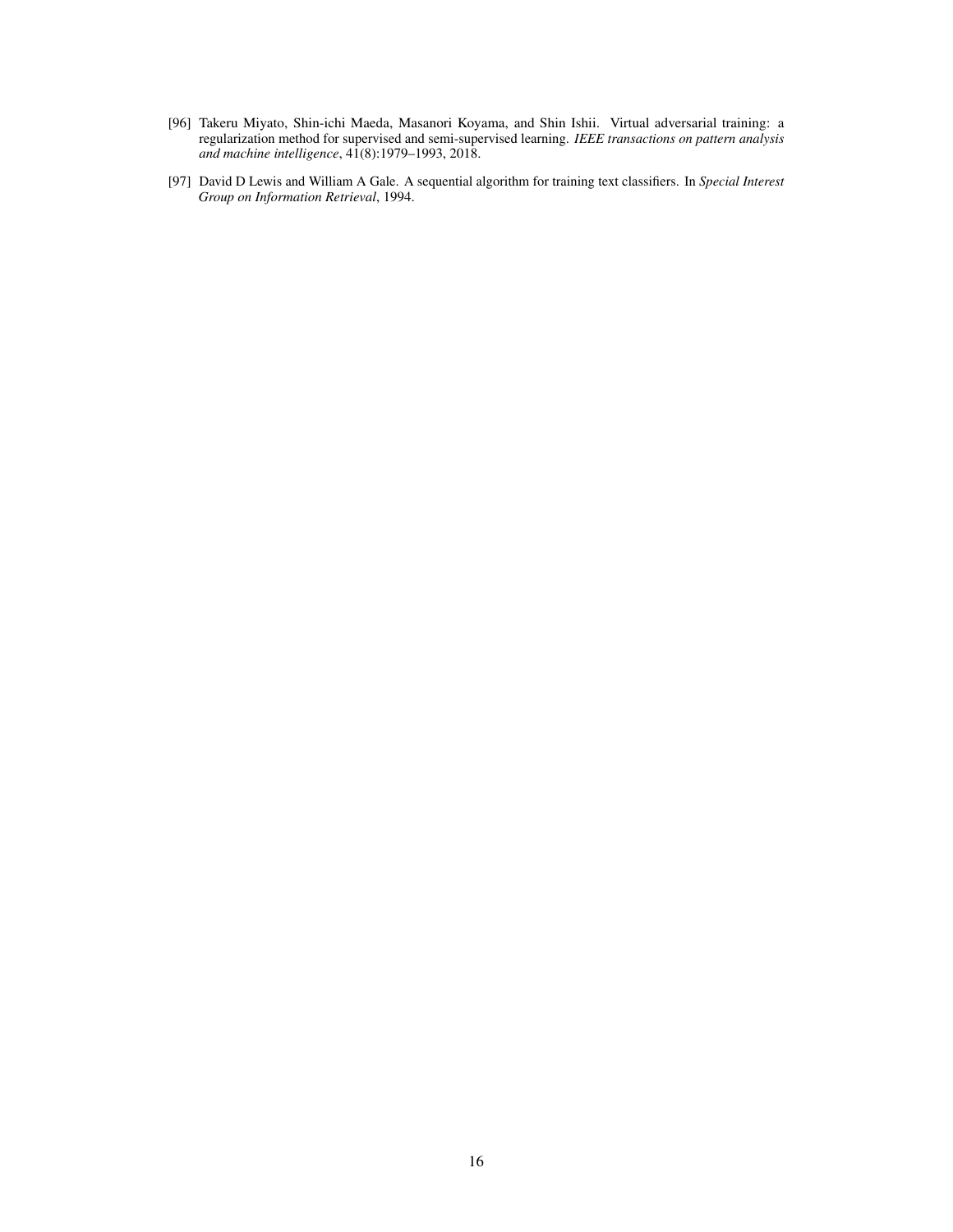[96] Takeru Miyato, Shin-ichi Maeda, Masanori Koyama, and Shin Ishii. Virtual adversarial training: a regularization method for supervised and semi-supervised learning. *IEEE transactions on pattern analysis and machine intelligence*, 41(8):1979–1993, 2018.

[97] David D Lewis and William A Gale. A sequential algorithm for training text classifiers. In *Special Interest Group on Information Retrieval*, 1994.